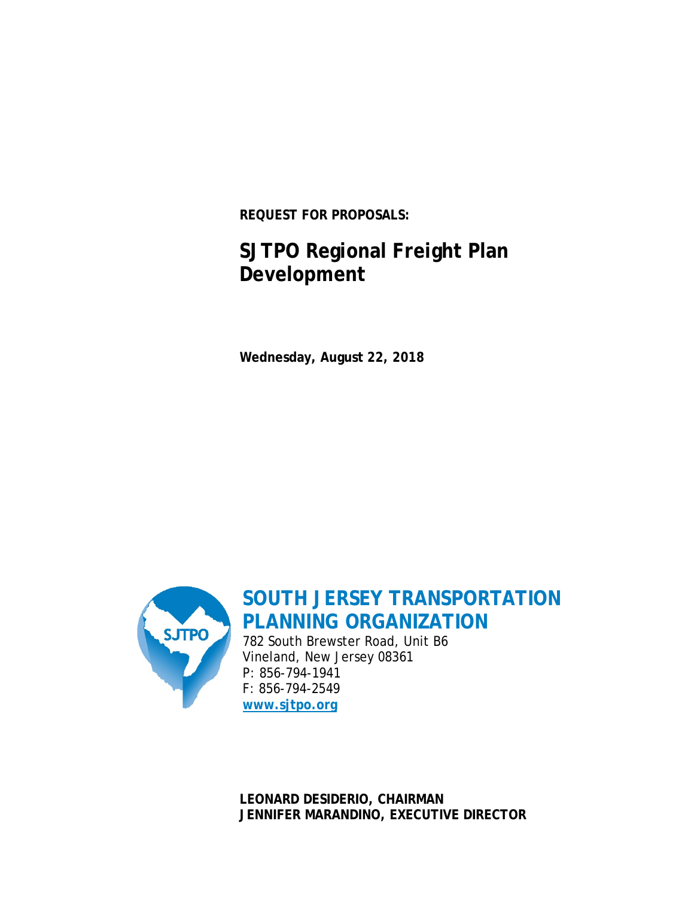**REQUEST FOR PROPOSALS:**

# SJTPO Regional Freight Plan Development

**Wednesday, August 22, 2018**

## SOUTH JERSEY TRANSPORTATION PLANNING ORGANIZATION

782 South Brewster Road, Unit B6
Vineland, New Jersey 08361
P: 856-794-1941
F: 856-794-2549
**www.sjtpo.org**

**LEONARD DESIDERIO, CHAIRMAN**
**JENNIFER MARANDINO, EXECUTIVE DIRECTOR**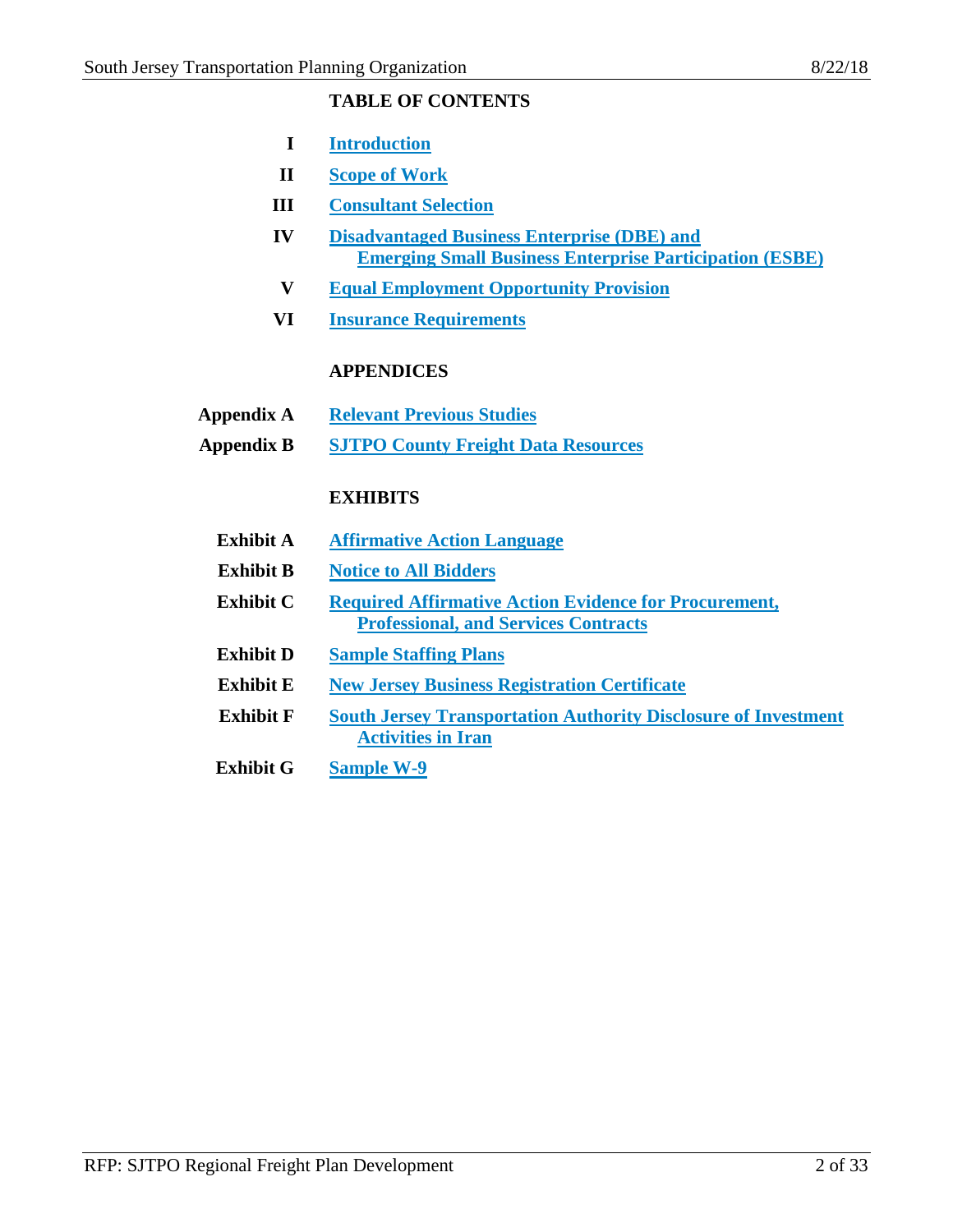## TABLE OF CONTENTS

| | |
|---|---|
| **I** | **Introduction** |
| **II** | **Scope of Work** |
| **III** | **Consultant Selection** |
| **IV** | **Disadvantaged Business Enterprise (DBE) and Emerging Small Business Enterprise Participation (ESBE)** |
| **V** | **Equal Employment Opportunity Provision** |
| **VI** | **Insurance Requirements** |

## APPENDICES

| | |
|---|---|
| **Appendix A** | **Relevant Previous Studies** |
| **Appendix B** | **SJTPO County Freight Data Resources** |

## EXHIBITS

| | |
|---|---|
| **Exhibit A** | **Affirmative Action Language** |
| **Exhibit B** | **Notice to All Bidders** |
| **Exhibit C** | **Required Affirmative Action Evidence for Procurement, Professional, and Services Contracts** |
| **Exhibit D** | **Sample Staffing Plans** |
| **Exhibit E** | **New Jersey Business Registration Certificate** |
| **Exhibit F** | **South Jersey Transportation Authority Disclosure of Investment Activities in Iran** |
| **Exhibit G** | **Sample W-9** |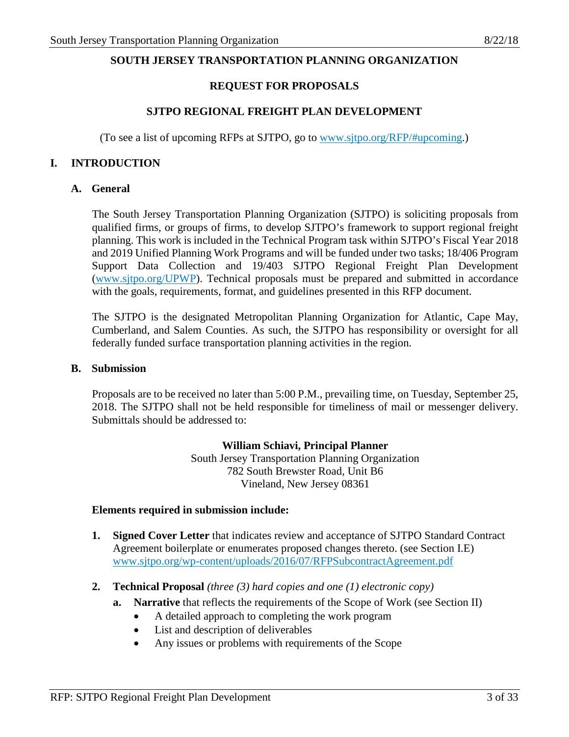**SOUTH JERSEY TRANSPORTATION PLANNING ORGANIZATION**

**REQUEST FOR PROPOSALS**

**SJTPO REGIONAL FREIGHT PLAN DEVELOPMENT**

(To see a list of upcoming RFPs at SJTPO, go to [www.sjtpo.org/RFP/#upcoming](www.sjtpo.org/RFP/#upcoming).)

## I. INTRODUCTION

### A. General

The South Jersey Transportation Planning Organization (SJTPO) is soliciting proposals from qualified firms, or groups of firms, to develop SJTPO's framework to support regional freight planning. This work is included in the Technical Program task within SJTPO's Fiscal Year 2018 and 2019 Unified Planning Work Programs and will be funded under two tasks; 18/406 Program Support Data Collection and 19/403 SJTPO Regional Freight Plan Development ([www.sjtpo.org/UPWP](www.sjtpo.org/UPWP)). Technical proposals must be prepared and submitted in accordance with the goals, requirements, format, and guidelines presented in this RFP document.

The SJTPO is the designated Metropolitan Planning Organization for Atlantic, Cape May, Cumberland, and Salem Counties. As such, the SJTPO has responsibility or oversight for all federally funded surface transportation planning activities in the region.

### B. Submission

Proposals are to be received no later than 5:00 P.M., prevailing time, on Tuesday, September 25, 2018. The SJTPO shall not be held responsible for timeliness of mail or messenger delivery. Submittals should be addressed to:

**William Schiavi, Principal Planner**
South Jersey Transportation Planning Organization
782 South Brewster Road, Unit B6
Vineland, New Jersey 08361

**Elements required in submission include:**

1. **Signed Cover Letter** that indicates review and acceptance of SJTPO Standard Contract Agreement boilerplate or enumerates proposed changes thereto. (see Section I.E) [www.sjtpo.org/wp-content/uploads/2016/07/RFPSubcontractAgreement.pdf](www.sjtpo.org/wp-content/uploads/2016/07/RFPSubcontractAgreement.pdf)

2. **Technical Proposal** *(three (3) hard copies and one (1) electronic copy)*
   a. **Narrative** that reflects the requirements of the Scope of Work (see Section II)
      - A detailed approach to completing the work program
      - List and description of deliverables
      - Any issues or problems with requirements of the Scope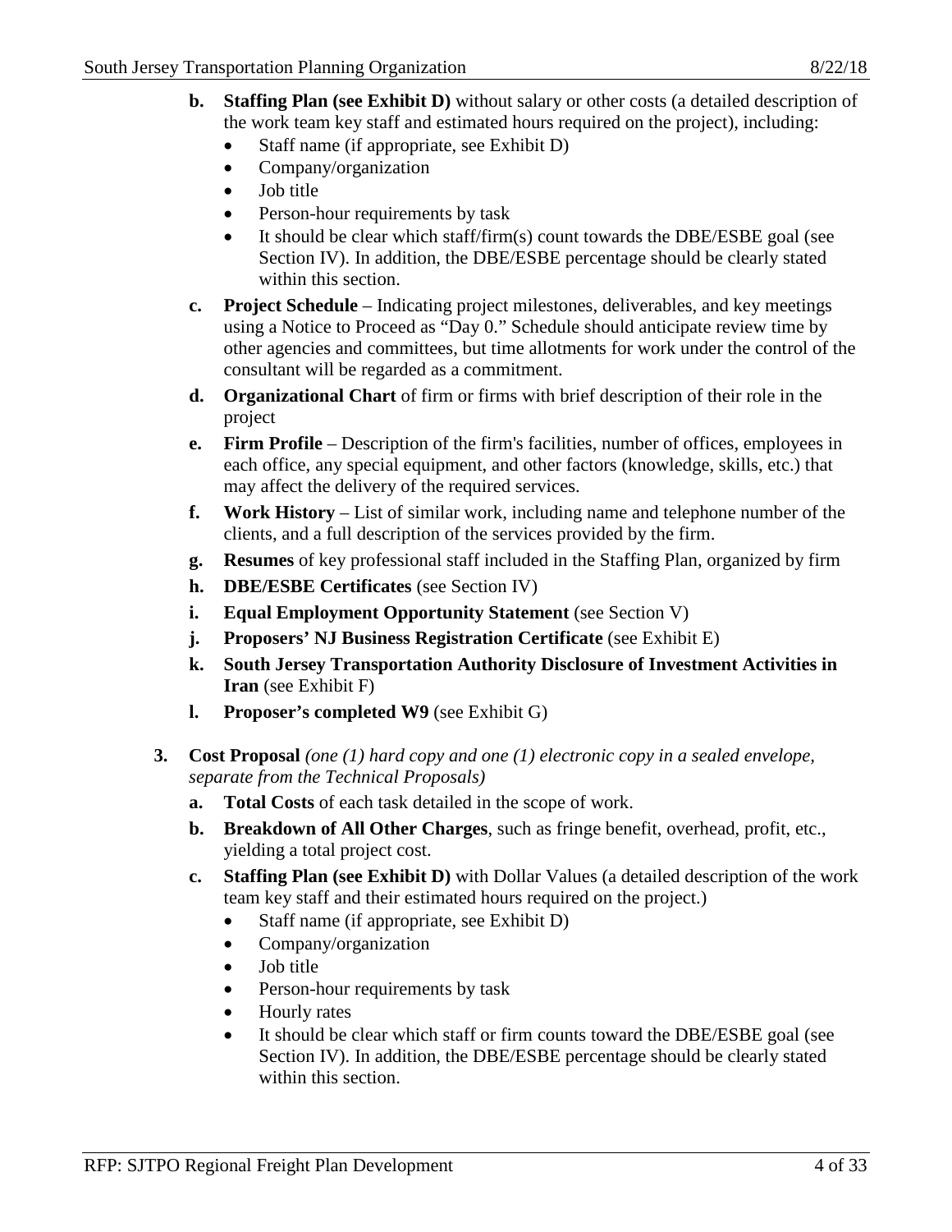- **b. Staffing Plan (see Exhibit D)** without salary or other costs (a detailed description of the work team key staff and estimated hours required on the project), including:
  - Staff name (if appropriate, see Exhibit D)
  - Company/organization
  - Job title
  - Person-hour requirements by task
  - It should be clear which staff/firm(s) count towards the DBE/ESBE goal (see Section IV). In addition, the DBE/ESBE percentage should be clearly stated within this section.
- **c. Project Schedule** – Indicating project milestones, deliverables, and key meetings using a Notice to Proceed as "Day 0." Schedule should anticipate review time by other agencies and committees, but time allotments for work under the control of the consultant will be regarded as a commitment.
- **d. Organizational Chart** of firm or firms with brief description of their role in the project
- **e. Firm Profile** – Description of the firm's facilities, number of offices, employees in each office, any special equipment, and other factors (knowledge, skills, etc.) that may affect the delivery of the required services.
- **f. Work History** – List of similar work, including name and telephone number of the clients, and a full description of the services provided by the firm.
- **g. Resumes** of key professional staff included in the Staffing Plan, organized by firm
- **h. DBE/ESBE Certificates** (see Section IV)
- **i. Equal Employment Opportunity Statement** (see Section V)
- **j. Proposers' NJ Business Registration Certificate** (see Exhibit E)
- **k. South Jersey Transportation Authority Disclosure of Investment Activities in Iran** (see Exhibit F)
- **l. Proposer's completed W9** (see Exhibit G)

**3. Cost Proposal** *(one (1) hard copy and one (1) electronic copy in a sealed envelope, separate from the Technical Proposals)*

- **a. Total Costs** of each task detailed in the scope of work.
- **b. Breakdown of All Other Charges**, such as fringe benefit, overhead, profit, etc., yielding a total project cost.
- **c. Staffing Plan (see Exhibit D)** with Dollar Values (a detailed description of the work team key staff and their estimated hours required on the project.)
  - Staff name (if appropriate, see Exhibit D)
  - Company/organization
  - Job title
  - Person-hour requirements by task
  - Hourly rates
  - It should be clear which staff or firm counts toward the DBE/ESBE goal (see Section IV). In addition, the DBE/ESBE percentage should be clearly stated within this section.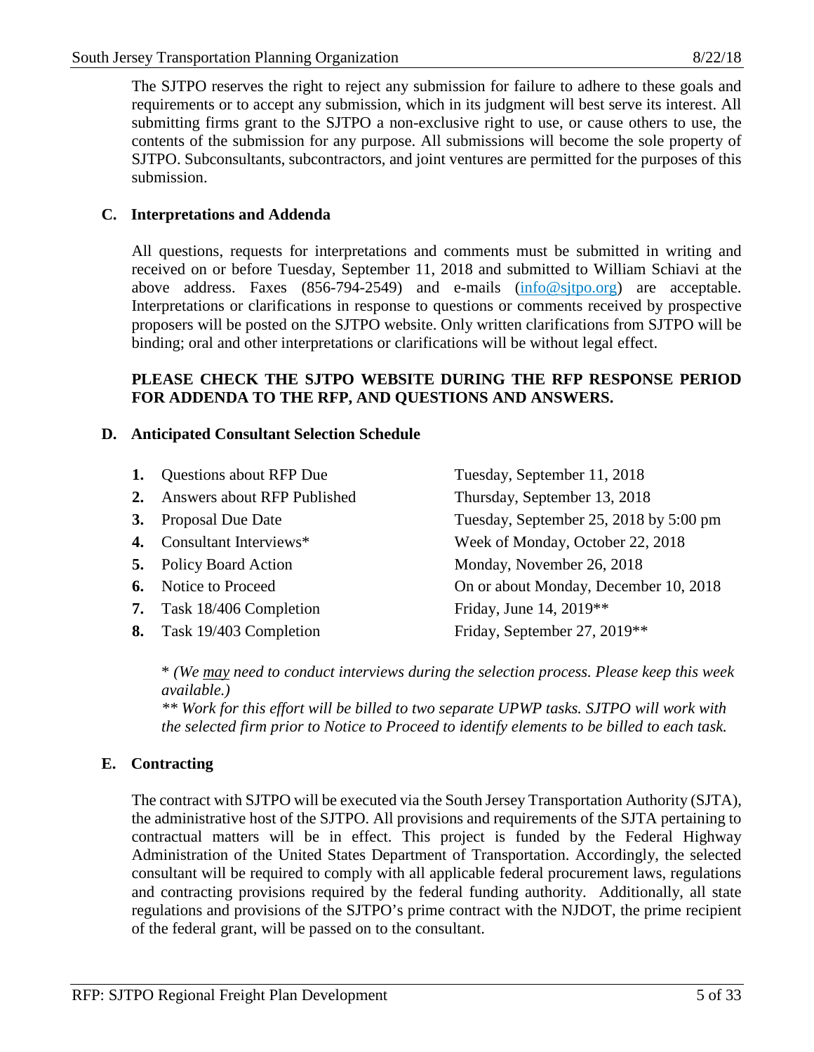The SJTPO reserves the right to reject any submission for failure to adhere to these goals and requirements or to accept any submission, which in its judgment will best serve its interest. All submitting firms grant to the SJTPO a non-exclusive right to use, or cause others to use, the contents of the submission for any purpose. All submissions will become the sole property of SJTPO. Subconsultants, subcontractors, and joint ventures are permitted for the purposes of this submission.

### C. Interpretations and Addenda

All questions, requests for interpretations and comments must be submitted in writing and received on or before Tuesday, September 11, 2018 and submitted to William Schiavi at the above address. Faxes (856-794-2549) and e-mails (info@sjtpo.org) are acceptable. Interpretations or clarifications in response to questions or comments received by prospective proposers will be posted on the SJTPO website. Only written clarifications from SJTPO will be binding; oral and other interpretations or clarifications will be without legal effect.

**PLEASE CHECK THE SJTPO WEBSITE DURING THE RFP RESPONSE PERIOD FOR ADDENDA TO THE RFP, AND QUESTIONS AND ANSWERS.**

### D. Anticipated Consultant Selection Schedule

| | | |
|---|---|---|
| **1.** | Questions about RFP Due | Tuesday, September 11, 2018 |
| **2.** | Answers about RFP Published | Thursday, September 13, 2018 |
| **3.** | Proposal Due Date | Tuesday, September 25, 2018 by 5:00 pm |
| **4.** | Consultant Interviews* | Week of Monday, October 22, 2018 |
| **5.** | Policy Board Action | Monday, November 26, 2018 |
| **6.** | Notice to Proceed | On or about Monday, December 10, 2018 |
| **7.** | Task 18/406 Completion | Friday, June 14, 2019** |
| **8.** | Task 19/403 Completion | Friday, September 27, 2019** |

\* *(We <u>may</u> need to conduct interviews during the selection process. Please keep this week available.)*
*\*\* Work for this effort will be billed to two separate UPWP tasks. SJTPO will work with the selected firm prior to Notice to Proceed to identify elements to be billed to each task.*

### E. Contracting

The contract with SJTPO will be executed via the South Jersey Transportation Authority (SJTA), the administrative host of the SJTPO. All provisions and requirements of the SJTA pertaining to contractual matters will be in effect. This project is funded by the Federal Highway Administration of the United States Department of Transportation. Accordingly, the selected consultant will be required to comply with all applicable federal procurement laws, regulations and contracting provisions required by the federal funding authority. Additionally, all state regulations and provisions of the SJTPO's prime contract with the NJDOT, the prime recipient of the federal grant, will be passed on to the consultant.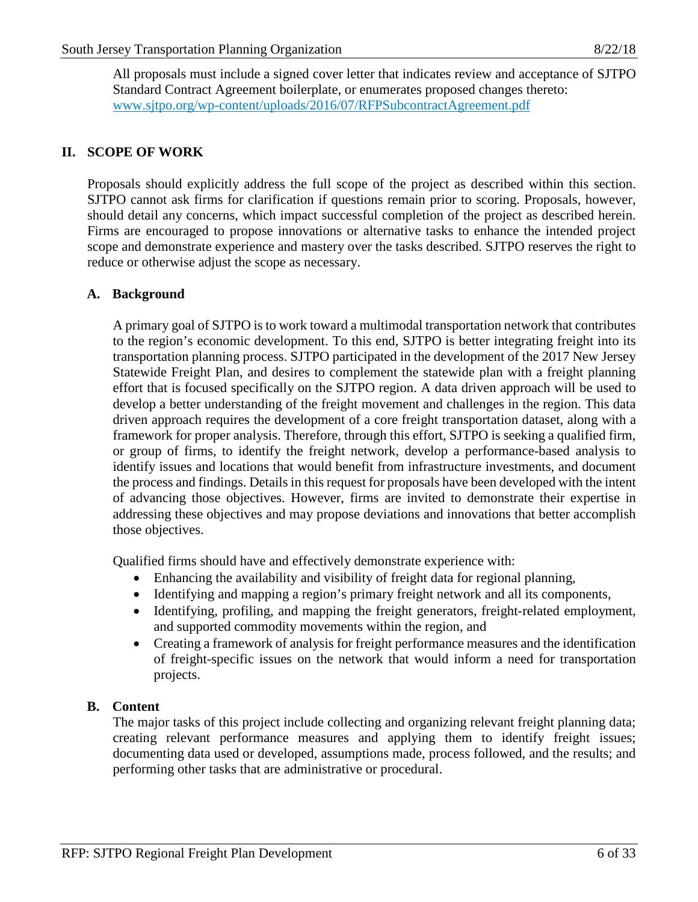All proposals must include a signed cover letter that indicates review and acceptance of SJTPO Standard Contract Agreement boilerplate, or enumerates proposed changes thereto: [www.sjtpo.org/wp-content/uploads/2016/07/RFPSubcontractAgreement.pdf](www.sjtpo.org/wp-content/uploads/2016/07/RFPSubcontractAgreement.pdf)

## II. SCOPE OF WORK

Proposals should explicitly address the full scope of the project as described within this section. SJTPO cannot ask firms for clarification if questions remain prior to scoring. Proposals, however, should detail any concerns, which impact successful completion of the project as described herein. Firms are encouraged to propose innovations or alternative tasks to enhance the intended project scope and demonstrate experience and mastery over the tasks described. SJTPO reserves the right to reduce or otherwise adjust the scope as necessary.

### A. Background

A primary goal of SJTPO is to work toward a multimodal transportation network that contributes to the region's economic development. To this end, SJTPO is better integrating freight into its transportation planning process. SJTPO participated in the development of the 2017 New Jersey Statewide Freight Plan, and desires to complement the statewide plan with a freight planning effort that is focused specifically on the SJTPO region. A data driven approach will be used to develop a better understanding of the freight movement and challenges in the region. This data driven approach requires the development of a core freight transportation dataset, along with a framework for proper analysis. Therefore, through this effort, SJTPO is seeking a qualified firm, or group of firms, to identify the freight network, develop a performance-based analysis to identify issues and locations that would benefit from infrastructure investments, and document the process and findings. Details in this request for proposals have been developed with the intent of advancing those objectives. However, firms are invited to demonstrate their expertise in addressing these objectives and may propose deviations and innovations that better accomplish those objectives.

Qualified firms should have and effectively demonstrate experience with:

- Enhancing the availability and visibility of freight data for regional planning,
- Identifying and mapping a region's primary freight network and all its components,
- Identifying, profiling, and mapping the freight generators, freight-related employment, and supported commodity movements within the region, and
- Creating a framework of analysis for freight performance measures and the identification of freight-specific issues on the network that would inform a need for transportation projects.

### B. Content

The major tasks of this project include collecting and organizing relevant freight planning data; creating relevant performance measures and applying them to identify freight issues; documenting data used or developed, assumptions made, process followed, and the results; and performing other tasks that are administrative or procedural.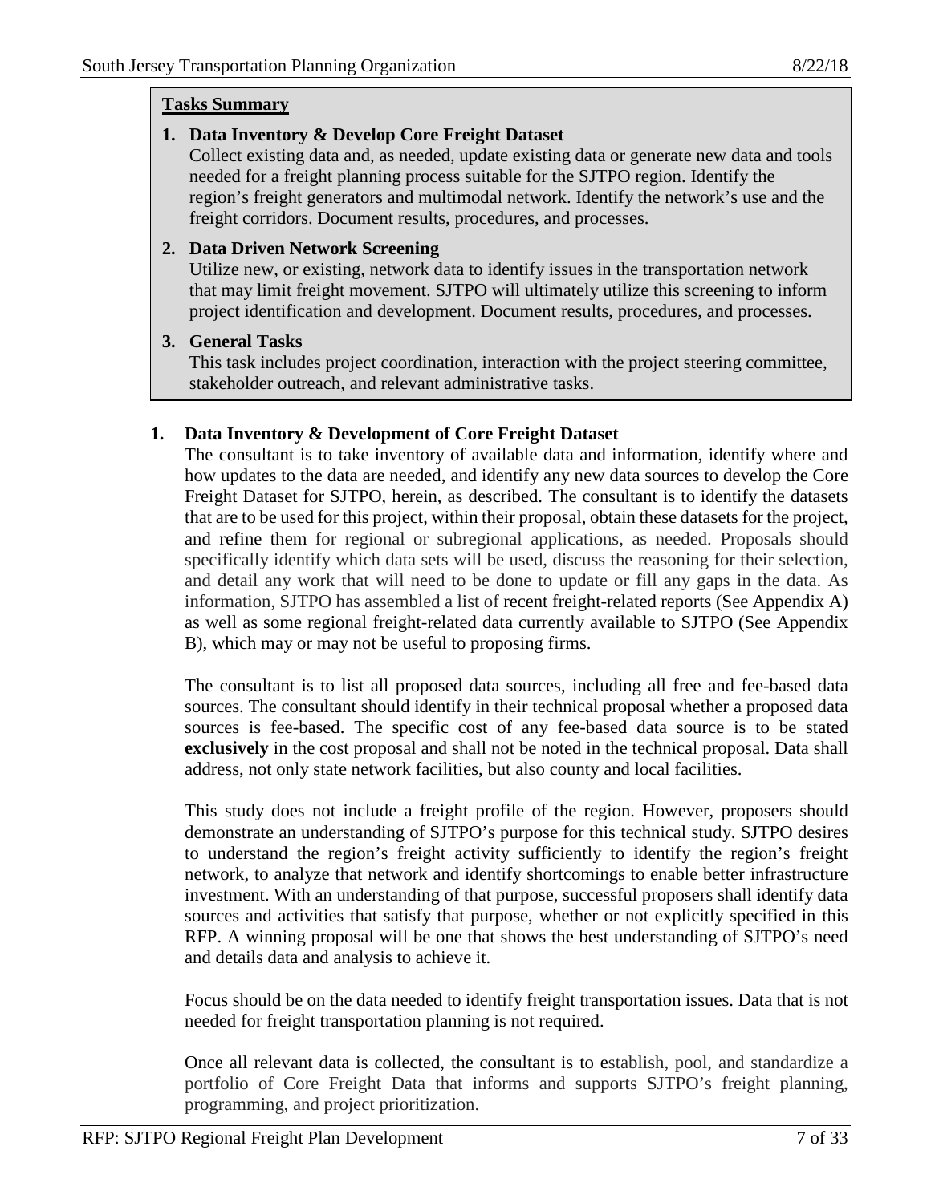**Tasks Summary**

1. **Data Inventory & Develop Core Freight Dataset**
   Collect existing data and, as needed, update existing data or generate new data and tools needed for a freight planning process suitable for the SJTPO region. Identify the region's freight generators and multimodal network. Identify the network's use and the freight corridors. Document results, procedures, and processes.

2. **Data Driven Network Screening**
   Utilize new, or existing, network data to identify issues in the transportation network that may limit freight movement. SJTPO will ultimately utilize this screening to inform project identification and development. Document results, procedures, and processes.

3. **General Tasks**
   This task includes project coordination, interaction with the project steering committee, stakeholder outreach, and relevant administrative tasks.

## 1. Data Inventory & Development of Core Freight Dataset

The consultant is to take inventory of available data and information, identify where and how updates to the data are needed, and identify any new data sources to develop the Core Freight Dataset for SJTPO, herein, as described. The consultant is to identify the datasets that are to be used for this project, within their proposal, obtain these datasets for the project, and refine them for regional or subregional applications, as needed. Proposals should specifically identify which data sets will be used, discuss the reasoning for their selection, and detail any work that will need to be done to update or fill any gaps in the data. As information, SJTPO has assembled a list of recent freight-related reports (See Appendix A) as well as some regional freight-related data currently available to SJTPO (See Appendix B), which may or may not be useful to proposing firms.

The consultant is to list all proposed data sources, including all free and fee-based data sources. The consultant should identify in their technical proposal whether a proposed data sources is fee-based. The specific cost of any fee-based data source is to be stated **exclusively** in the cost proposal and shall not be noted in the technical proposal. Data shall address, not only state network facilities, but also county and local facilities.

This study does not include a freight profile of the region. However, proposers should demonstrate an understanding of SJTPO's purpose for this technical study. SJTPO desires to understand the region's freight activity sufficiently to identify the region's freight network, to analyze that network and identify shortcomings to enable better infrastructure investment. With an understanding of that purpose, successful proposers shall identify data sources and activities that satisfy that purpose, whether or not explicitly specified in this RFP. A winning proposal will be one that shows the best understanding of SJTPO's need and details data and analysis to achieve it.

Focus should be on the data needed to identify freight transportation issues. Data that is not needed for freight transportation planning is not required.

Once all relevant data is collected, the consultant is to establish, pool, and standardize a portfolio of Core Freight Data that informs and supports SJTPO's freight planning, programming, and project prioritization.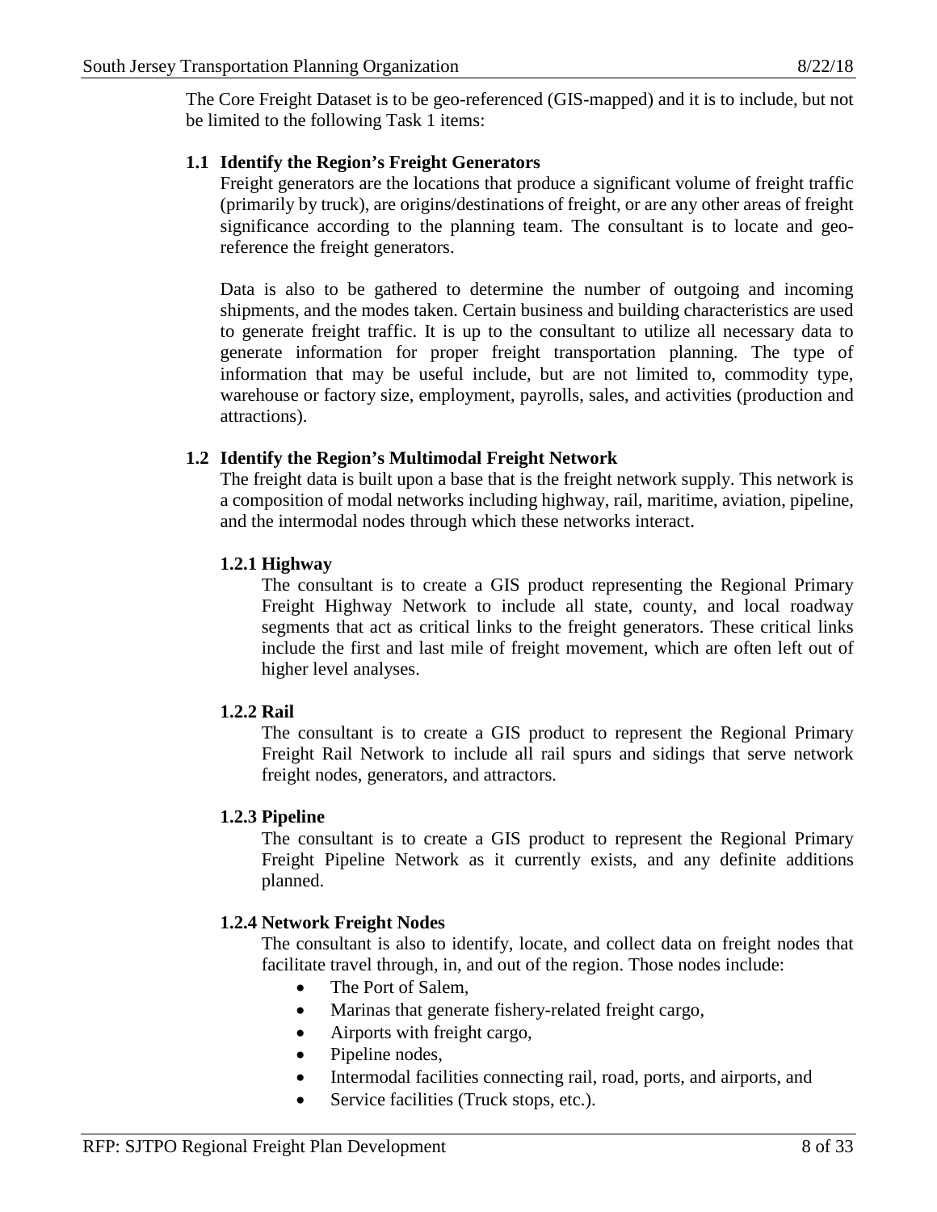The Core Freight Dataset is to be geo-referenced (GIS-mapped) and it is to include, but not be limited to the following Task 1 items:

### 1.1 Identify the Region's Freight Generators

Freight generators are the locations that produce a significant volume of freight traffic (primarily by truck), are origins/destinations of freight, or are any other areas of freight significance according to the planning team. The consultant is to locate and geo-reference the freight generators.

Data is also to be gathered to determine the number of outgoing and incoming shipments, and the modes taken. Certain business and building characteristics are used to generate freight traffic. It is up to the consultant to utilize all necessary data to generate information for proper freight transportation planning. The type of information that may be useful include, but are not limited to, commodity type, warehouse or factory size, employment, payrolls, sales, and activities (production and attractions).

### 1.2 Identify the Region's Multimodal Freight Network

The freight data is built upon a base that is the freight network supply. This network is a composition of modal networks including highway, rail, maritime, aviation, pipeline, and the intermodal nodes through which these networks interact.

#### 1.2.1 Highway

The consultant is to create a GIS product representing the Regional Primary Freight Highway Network to include all state, county, and local roadway segments that act as critical links to the freight generators. These critical links include the first and last mile of freight movement, which are often left out of higher level analyses.

#### 1.2.2 Rail

The consultant is to create a GIS product to represent the Regional Primary Freight Rail Network to include all rail spurs and sidings that serve network freight nodes, generators, and attractors.

#### 1.2.3 Pipeline

The consultant is to create a GIS product to represent the Regional Primary Freight Pipeline Network as it currently exists, and any definite additions planned.

#### 1.2.4 Network Freight Nodes

The consultant is also to identify, locate, and collect data on freight nodes that facilitate travel through, in, and out of the region. Those nodes include:

- The Port of Salem,
- Marinas that generate fishery-related freight cargo,
- Airports with freight cargo,
- Pipeline nodes,
- Intermodal facilities connecting rail, road, ports, and airports, and
- Service facilities (Truck stops, etc.).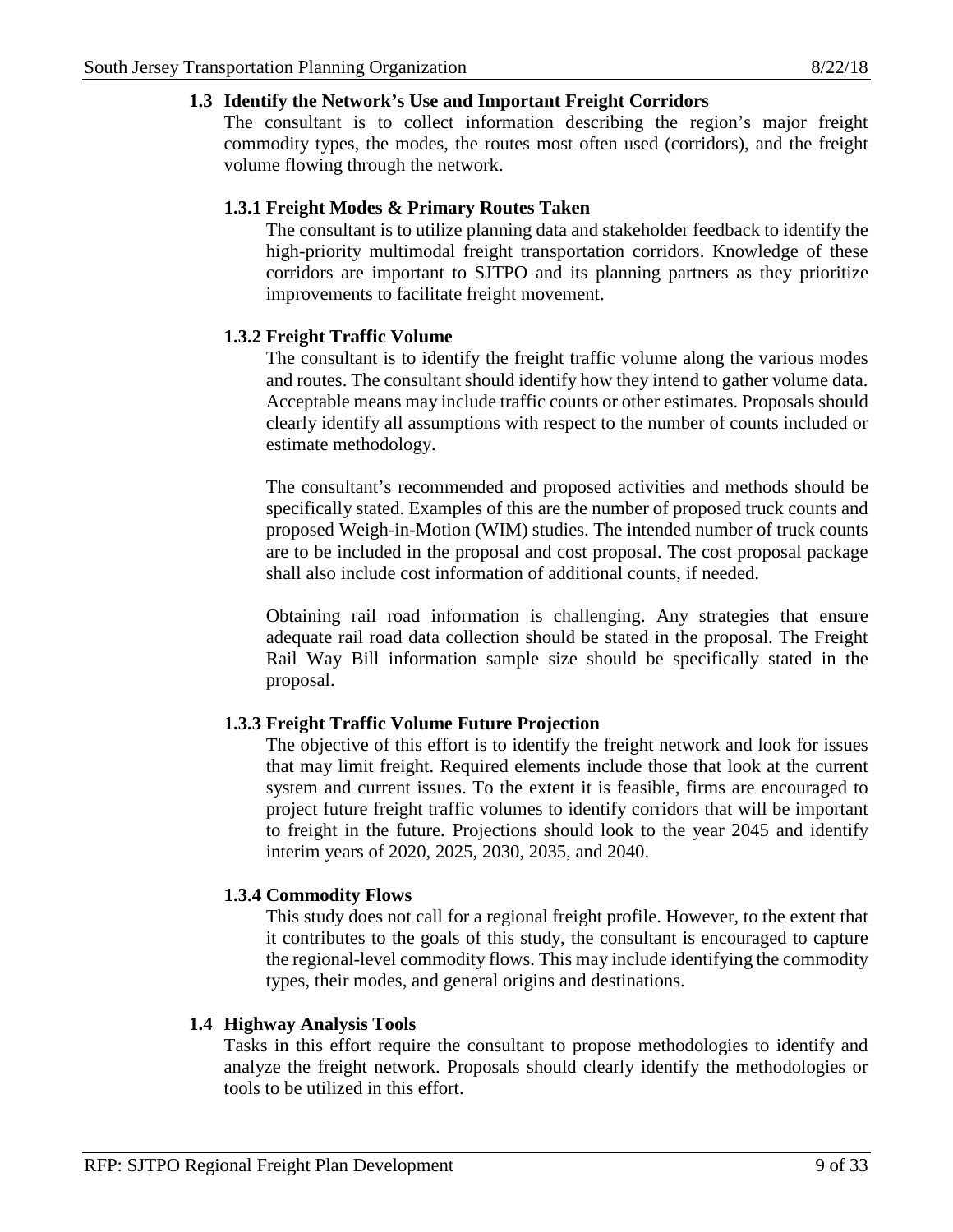### 1.3 Identify the Network's Use and Important Freight Corridors

The consultant is to collect information describing the region's major freight commodity types, the modes, the routes most often used (corridors), and the freight volume flowing through the network.

#### 1.3.1 Freight Modes & Primary Routes Taken

The consultant is to utilize planning data and stakeholder feedback to identify the high-priority multimodal freight transportation corridors. Knowledge of these corridors are important to SJTPO and its planning partners as they prioritize improvements to facilitate freight movement.

#### 1.3.2 Freight Traffic Volume

The consultant is to identify the freight traffic volume along the various modes and routes. The consultant should identify how they intend to gather volume data. Acceptable means may include traffic counts or other estimates. Proposals should clearly identify all assumptions with respect to the number of counts included or estimate methodology.

The consultant's recommended and proposed activities and methods should be specifically stated. Examples of this are the number of proposed truck counts and proposed Weigh-in-Motion (WIM) studies. The intended number of truck counts are to be included in the proposal and cost proposal. The cost proposal package shall also include cost information of additional counts, if needed.

Obtaining rail road information is challenging. Any strategies that ensure adequate rail road data collection should be stated in the proposal. The Freight Rail Way Bill information sample size should be specifically stated in the proposal.

#### 1.3.3 Freight Traffic Volume Future Projection

The objective of this effort is to identify the freight network and look for issues that may limit freight. Required elements include those that look at the current system and current issues. To the extent it is feasible, firms are encouraged to project future freight traffic volumes to identify corridors that will be important to freight in the future. Projections should look to the year 2045 and identify interim years of 2020, 2025, 2030, 2035, and 2040.

#### 1.3.4 Commodity Flows

This study does not call for a regional freight profile. However, to the extent that it contributes to the goals of this study, the consultant is encouraged to capture the regional-level commodity flows. This may include identifying the commodity types, their modes, and general origins and destinations.

### 1.4 Highway Analysis Tools

Tasks in this effort require the consultant to propose methodologies to identify and analyze the freight network. Proposals should clearly identify the methodologies or tools to be utilized in this effort.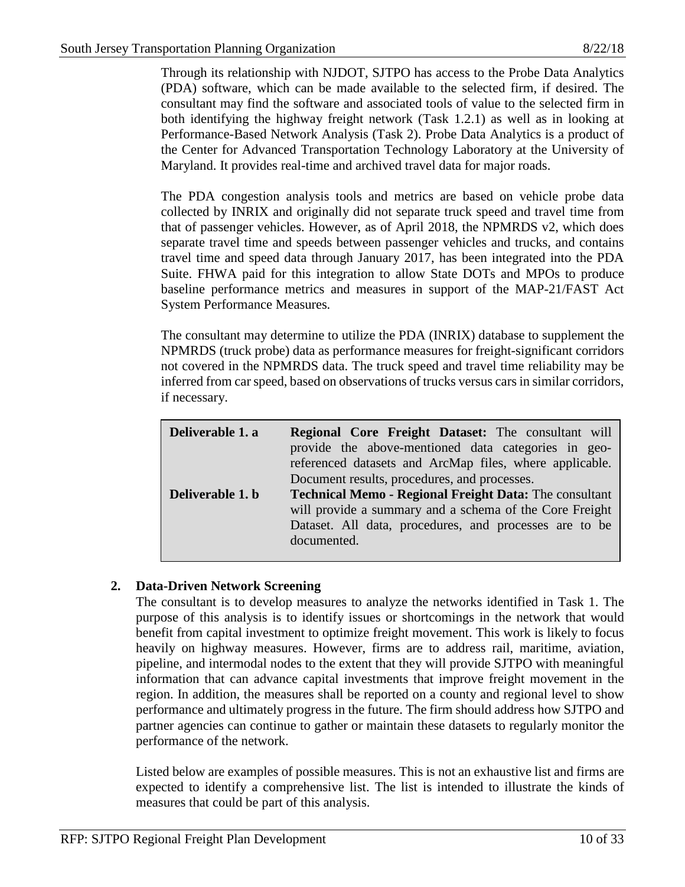Through its relationship with NJDOT, SJTPO has access to the Probe Data Analytics (PDA) software, which can be made available to the selected firm, if desired. The consultant may find the software and associated tools of value to the selected firm in both identifying the highway freight network (Task 1.2.1) as well as in looking at Performance-Based Network Analysis (Task 2). Probe Data Analytics is a product of the Center for Advanced Transportation Technology Laboratory at the University of Maryland. It provides real-time and archived travel data for major roads.

The PDA congestion analysis tools and metrics are based on vehicle probe data collected by INRIX and originally did not separate truck speed and travel time from that of passenger vehicles. However, as of April 2018, the NPMRDS v2, which does separate travel time and speeds between passenger vehicles and trucks, and contains travel time and speed data through January 2017, has been integrated into the PDA Suite. FHWA paid for this integration to allow State DOTs and MPOs to produce baseline performance metrics and measures in support of the MAP-21/FAST Act System Performance Measures.

The consultant may determine to utilize the PDA (INRIX) database to supplement the NPMRDS (truck probe) data as performance measures for freight-significant corridors not covered in the NPMRDS data. The truck speed and travel time reliability may be inferred from car speed, based on observations of trucks versus cars in similar corridors, if necessary.

| | |
|---|---|
| **Deliverable 1. a** | **Regional Core Freight Dataset:** The consultant will provide the above-mentioned data categories in geo-referenced datasets and ArcMap files, where applicable. Document results, procedures, and processes. |
| **Deliverable 1. b** | **Technical Memo - Regional Freight Data:** The consultant will provide a summary and a schema of the Core Freight Dataset. All data, procedures, and processes are to be documented. |

## 2. Data-Driven Network Screening

The consultant is to develop measures to analyze the networks identified in Task 1. The purpose of this analysis is to identify issues or shortcomings in the network that would benefit from capital investment to optimize freight movement. This work is likely to focus heavily on highway measures. However, firms are to address rail, maritime, aviation, pipeline, and intermodal nodes to the extent that they will provide SJTPO with meaningful information that can advance capital investments that improve freight movement in the region. In addition, the measures shall be reported on a county and regional level to show performance and ultimately progress in the future. The firm should address how SJTPO and partner agencies can continue to gather or maintain these datasets to regularly monitor the performance of the network.

Listed below are examples of possible measures. This is not an exhaustive list and firms are expected to identify a comprehensive list. The list is intended to illustrate the kinds of measures that could be part of this analysis.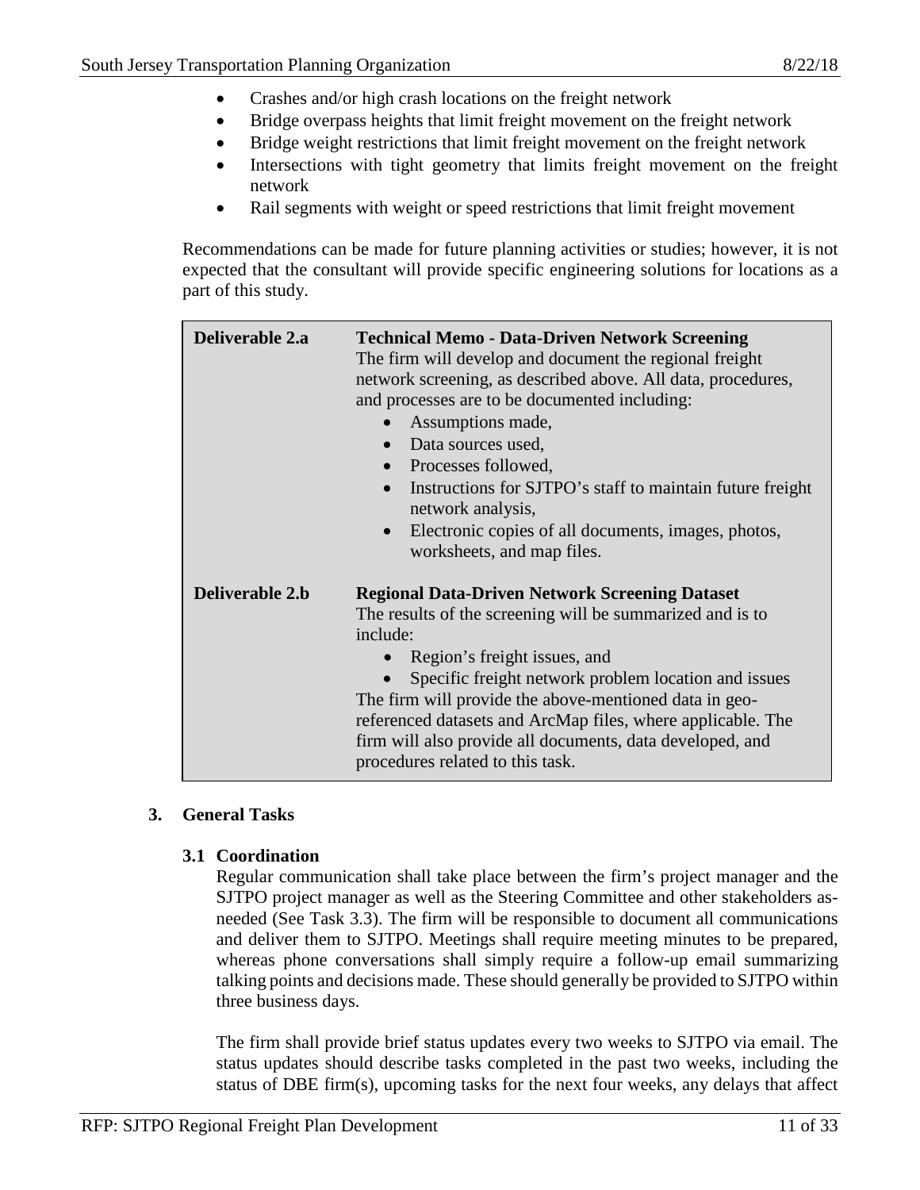- Crashes and/or high crash locations on the freight network
- Bridge overpass heights that limit freight movement on the freight network
- Bridge weight restrictions that limit freight movement on the freight network
- Intersections with tight geometry that limits freight movement on the freight network
- Rail segments with weight or speed restrictions that limit freight movement

Recommendations can be made for future planning activities or studies; however, it is not expected that the consultant will provide specific engineering solutions for locations as a part of this study.

| | |
|---|---|
| **Deliverable 2.a** | **Technical Memo - Data-Driven Network Screening**<br>The firm will develop and document the regional freight network screening, as described above. All data, procedures, and processes are to be documented including:<br>• Assumptions made,<br>• Data sources used,<br>• Processes followed,<br>• Instructions for SJTPO's staff to maintain future freight network analysis,<br>• Electronic copies of all documents, images, photos, worksheets, and map files. |
| **Deliverable 2.b** | **Regional Data-Driven Network Screening Dataset**<br>The results of the screening will be summarized and is to include:<br>• Region's freight issues, and<br>• Specific freight network problem location and issues<br>The firm will provide the above-mentioned data in geo-referenced datasets and ArcMap files, where applicable. The firm will also provide all documents, data developed, and procedures related to this task. |

## 3. General Tasks

### 3.1 Coordination

Regular communication shall take place between the firm's project manager and the SJTPO project manager as well as the Steering Committee and other stakeholders as-needed (See Task 3.3). The firm will be responsible to document all communications and deliver them to SJTPO. Meetings shall require meeting minutes to be prepared, whereas phone conversations shall simply require a follow-up email summarizing talking points and decisions made. These should generally be provided to SJTPO within three business days.

The firm shall provide brief status updates every two weeks to SJTPO via email. The status updates should describe tasks completed in the past two weeks, including the status of DBE firm(s), upcoming tasks for the next four weeks, any delays that affect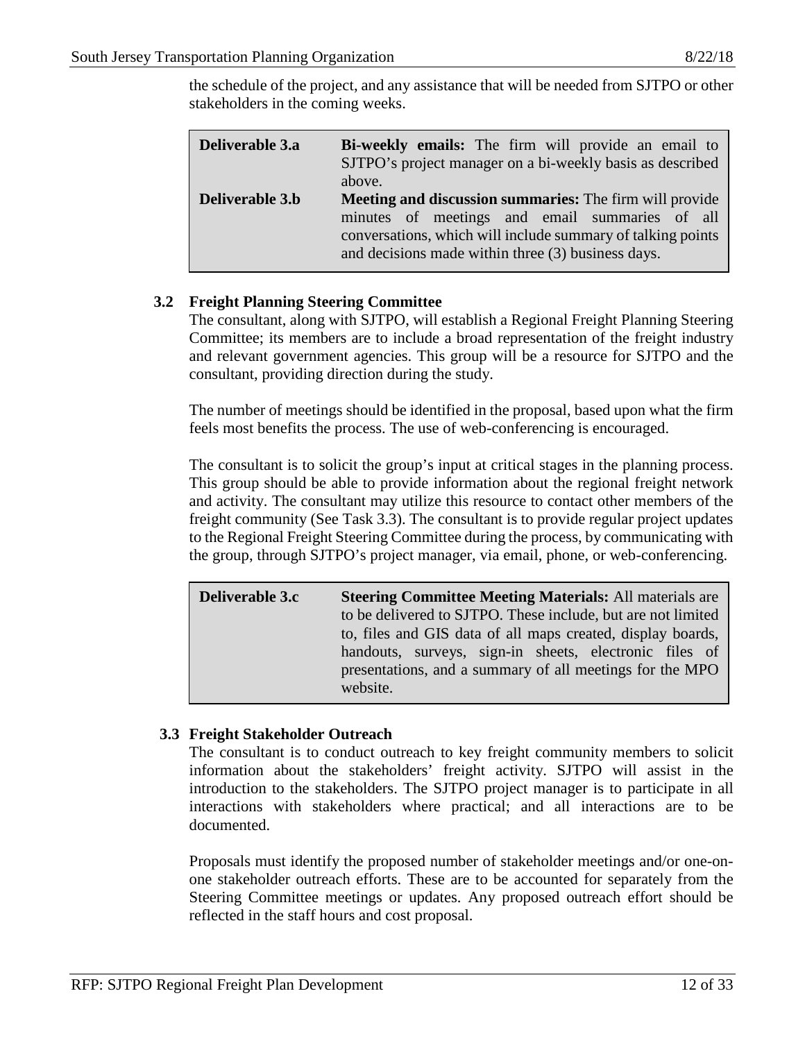the schedule of the project, and any assistance that will be needed from SJTPO or other stakeholders in the coming weeks.

| | |
|---|---|
| **Deliverable 3.a** | **Bi-weekly emails:** The firm will provide an email to SJTPO's project manager on a bi-weekly basis as described above. |
| **Deliverable 3.b** | **Meeting and discussion summaries:** The firm will provide minutes of meetings and email summaries of all conversations, which will include summary of talking points and decisions made within three (3) business days. |

### 3.2 Freight Planning Steering Committee

The consultant, along with SJTPO, will establish a Regional Freight Planning Steering Committee; its members are to include a broad representation of the freight industry and relevant government agencies. This group will be a resource for SJTPO and the consultant, providing direction during the study.

The number of meetings should be identified in the proposal, based upon what the firm feels most benefits the process. The use of web-conferencing is encouraged.

The consultant is to solicit the group's input at critical stages in the planning process. This group should be able to provide information about the regional freight network and activity. The consultant may utilize this resource to contact other members of the freight community (See Task 3.3). The consultant is to provide regular project updates to the Regional Freight Steering Committee during the process, by communicating with the group, through SJTPO's project manager, via email, phone, or web-conferencing.

| | |
|---|---|
| **Deliverable 3.c** | **Steering Committee Meeting Materials:** All materials are to be delivered to SJTPO. These include, but are not limited to, files and GIS data of all maps created, display boards, handouts, surveys, sign-in sheets, electronic files of presentations, and a summary of all meetings for the MPO website. |

### 3.3 Freight Stakeholder Outreach

The consultant is to conduct outreach to key freight community members to solicit information about the stakeholders' freight activity. SJTPO will assist in the introduction to the stakeholders. The SJTPO project manager is to participate in all interactions with stakeholders where practical; and all interactions are to be documented.

Proposals must identify the proposed number of stakeholder meetings and/or one-on-one stakeholder outreach efforts. These are to be accounted for separately from the Steering Committee meetings or updates. Any proposed outreach effort should be reflected in the staff hours and cost proposal.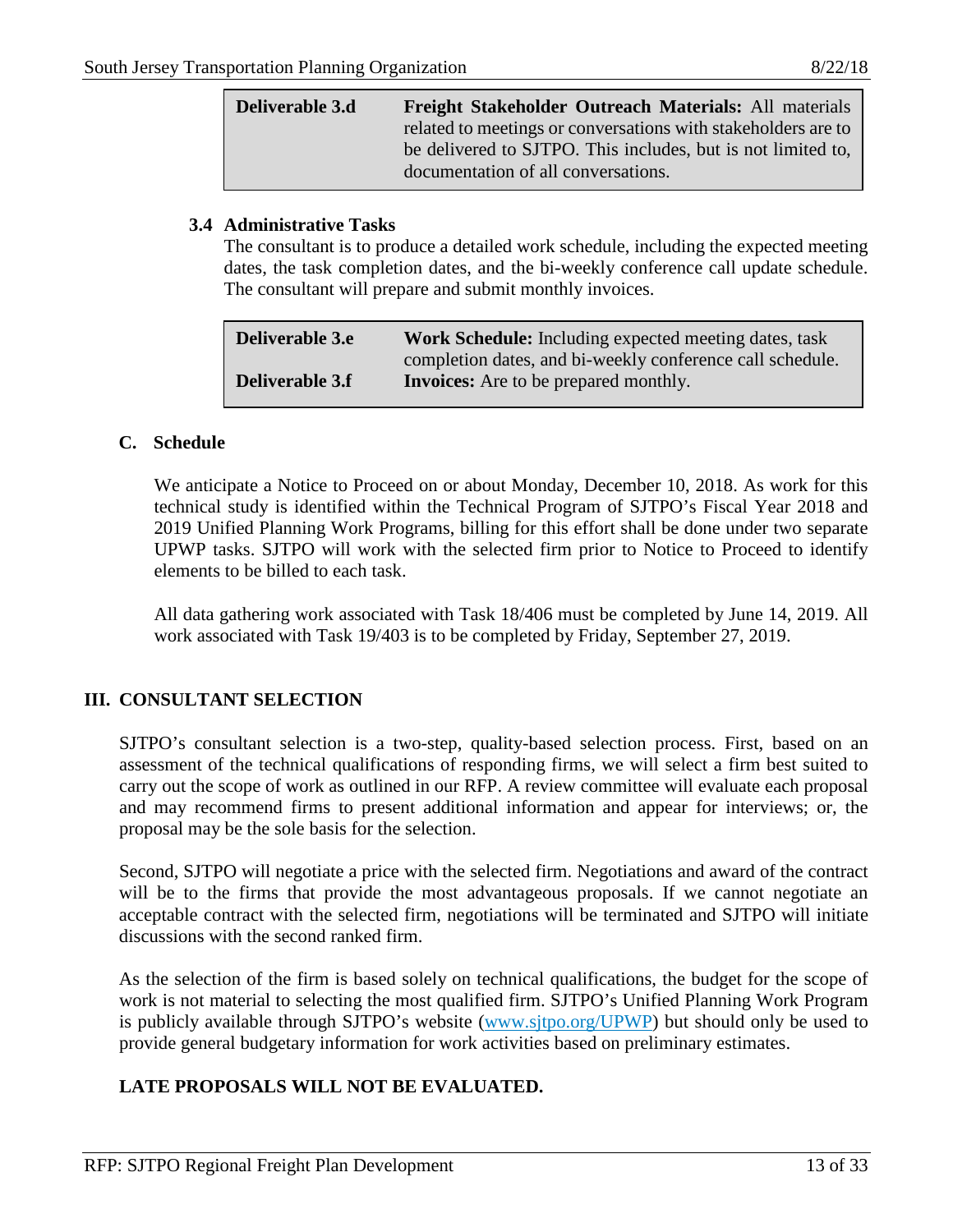| Deliverable 3.d | **Freight Stakeholder Outreach Materials:** All materials related to meetings or conversations with stakeholders are to be delivered to SJTPO. This includes, but is not limited to, documentation of all conversations. |
|---|---|

### 3.4 Administrative Tasks

The consultant is to produce a detailed work schedule, including the expected meeting dates, the task completion dates, and the bi-weekly conference call update schedule. The consultant will prepare and submit monthly invoices.

| Deliverable 3.e | **Work Schedule:** Including expected meeting dates, task completion dates, and bi-weekly conference call schedule. |
|---|---|
| Deliverable 3.f | **Invoices:** Are to be prepared monthly. |

## C. Schedule

We anticipate a Notice to Proceed on or about Monday, December 10, 2018. As work for this technical study is identified within the Technical Program of SJTPO's Fiscal Year 2018 and 2019 Unified Planning Work Programs, billing for this effort shall be done under two separate UPWP tasks. SJTPO will work with the selected firm prior to Notice to Proceed to identify elements to be billed to each task.

All data gathering work associated with Task 18/406 must be completed by June 14, 2019. All work associated with Task 19/403 is to be completed by Friday, September 27, 2019.

# III. CONSULTANT SELECTION

SJTPO's consultant selection is a two-step, quality-based selection process. First, based on an assessment of the technical qualifications of responding firms, we will select a firm best suited to carry out the scope of work as outlined in our RFP. A review committee will evaluate each proposal and may recommend firms to present additional information and appear for interviews; or, the proposal may be the sole basis for the selection.

Second, SJTPO will negotiate a price with the selected firm. Negotiations and award of the contract will be to the firms that provide the most advantageous proposals. If we cannot negotiate an acceptable contract with the selected firm, negotiations will be terminated and SJTPO will initiate discussions with the second ranked firm.

As the selection of the firm is based solely on technical qualifications, the budget for the scope of work is not material to selecting the most qualified firm. SJTPO's Unified Planning Work Program is publicly available through SJTPO's website (www.sjtpo.org/UPWP) but should only be used to provide general budgetary information for work activities based on preliminary estimates.

**LATE PROPOSALS WILL NOT BE EVALUATED.**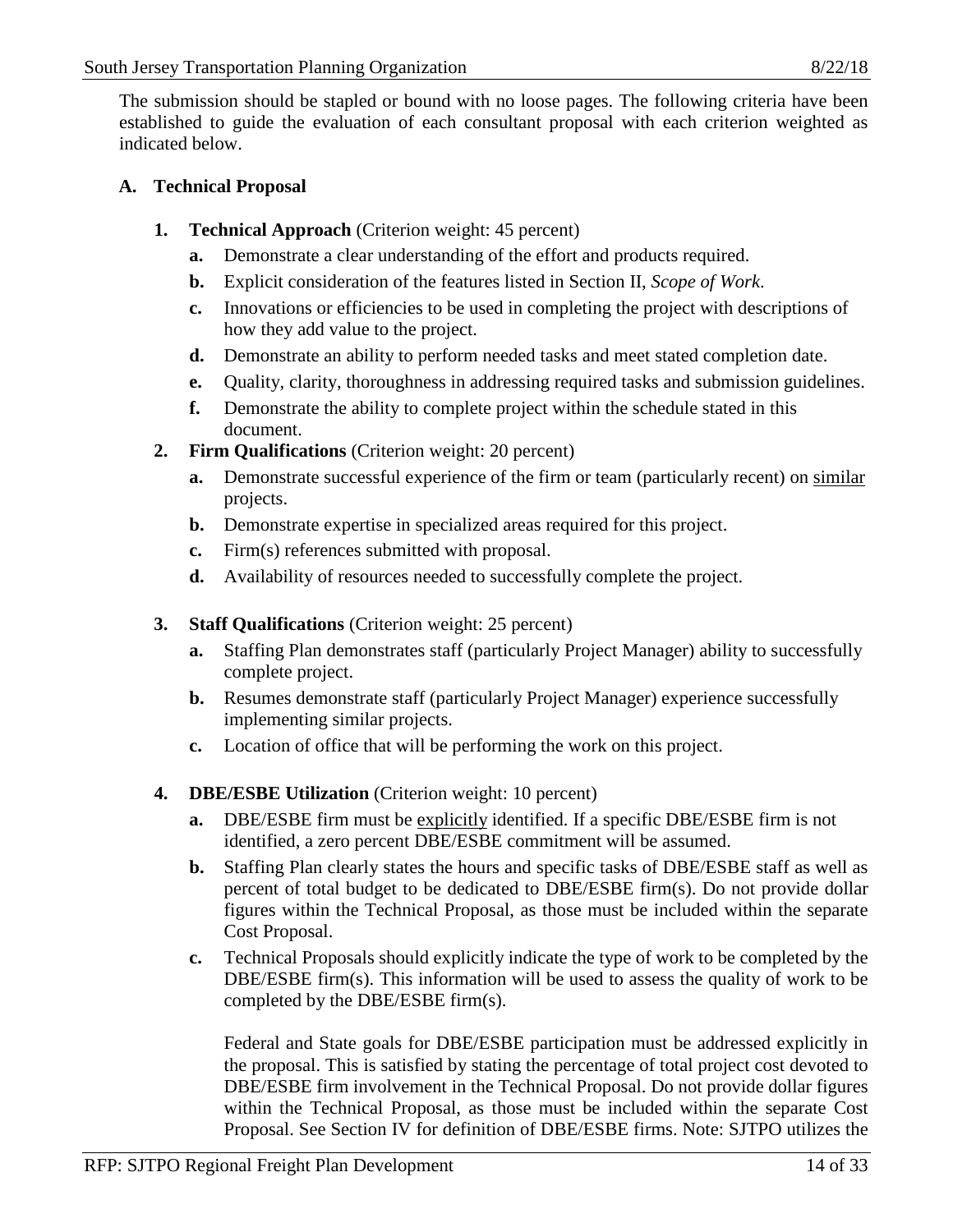The submission should be stapled or bound with no loose pages. The following criteria have been established to guide the evaluation of each consultant proposal with each criterion weighted as indicated below.

### A. Technical Proposal

1. **Technical Approach** (Criterion weight: 45 percent)
   - **a.** Demonstrate a clear understanding of the effort and products required.
   - **b.** Explicit consideration of the features listed in Section II, *Scope of Work*.
   - **c.** Innovations or efficiencies to be used in completing the project with descriptions of how they add value to the project.
   - **d.** Demonstrate an ability to perform needed tasks and meet stated completion date.
   - **e.** Quality, clarity, thoroughness in addressing required tasks and submission guidelines.
   - **f.** Demonstrate the ability to complete project within the schedule stated in this document.
2. **Firm Qualifications** (Criterion weight: 20 percent)
   - **a.** Demonstrate successful experience of the firm or team (particularly recent) on similar projects.
   - **b.** Demonstrate expertise in specialized areas required for this project.
   - **c.** Firm(s) references submitted with proposal.
   - **d.** Availability of resources needed to successfully complete the project.
3. **Staff Qualifications** (Criterion weight: 25 percent)
   - **a.** Staffing Plan demonstrates staff (particularly Project Manager) ability to successfully complete project.
   - **b.** Resumes demonstrate staff (particularly Project Manager) experience successfully implementing similar projects.
   - **c.** Location of office that will be performing the work on this project.
4. **DBE/ESBE Utilization** (Criterion weight: 10 percent)
   - **a.** DBE/ESBE firm must be explicitly identified. If a specific DBE/ESBE firm is not identified, a zero percent DBE/ESBE commitment will be assumed.
   - **b.** Staffing Plan clearly states the hours and specific tasks of DBE/ESBE staff as well as percent of total budget to be dedicated to DBE/ESBE firm(s). Do not provide dollar figures within the Technical Proposal, as those must be included within the separate Cost Proposal.
   - **c.** Technical Proposals should explicitly indicate the type of work to be completed by the DBE/ESBE firm(s). This information will be used to assess the quality of work to be completed by the DBE/ESBE firm(s).

     Federal and State goals for DBE/ESBE participation must be addressed explicitly in the proposal. This is satisfied by stating the percentage of total project cost devoted to DBE/ESBE firm involvement in the Technical Proposal. Do not provide dollar figures within the Technical Proposal, as those must be included within the separate Cost Proposal. See Section IV for definition of DBE/ESBE firms. Note: SJTPO utilizes the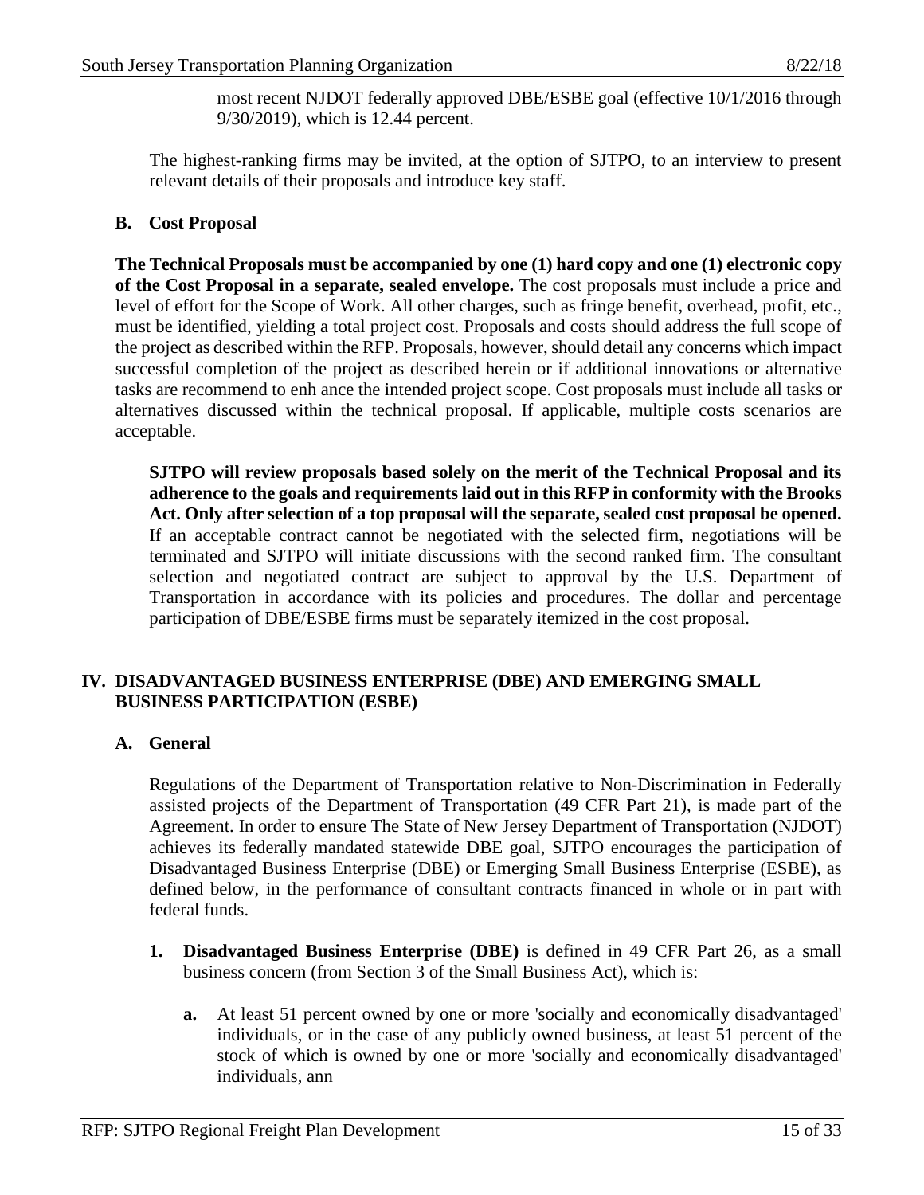most recent NJDOT federally approved DBE/ESBE goal (effective 10/1/2016 through 9/30/2019), which is 12.44 percent.

The highest-ranking firms may be invited, at the option of SJTPO, to an interview to present relevant details of their proposals and introduce key staff.

### B. Cost Proposal

**The Technical Proposals must be accompanied by one (1) hard copy and one (1) electronic copy of the Cost Proposal in a separate, sealed envelope.** The cost proposals must include a price and level of effort for the Scope of Work. All other charges, such as fringe benefit, overhead, profit, etc., must be identified, yielding a total project cost. Proposals and costs should address the full scope of the project as described within the RFP. Proposals, however, should detail any concerns which impact successful completion of the project as described herein or if additional innovations or alternative tasks are recommend to enh ance the intended project scope. Cost proposals must include all tasks or alternatives discussed within the technical proposal. If applicable, multiple costs scenarios are acceptable.

**SJTPO will review proposals based solely on the merit of the Technical Proposal and its adherence to the goals and requirements laid out in this RFP in conformity with the Brooks Act. Only after selection of a top proposal will the separate, sealed cost proposal be opened.** If an acceptable contract cannot be negotiated with the selected firm, negotiations will be terminated and SJTPO will initiate discussions with the second ranked firm. The consultant selection and negotiated contract are subject to approval by the U.S. Department of Transportation in accordance with its policies and procedures. The dollar and percentage participation of DBE/ESBE firms must be separately itemized in the cost proposal.

## IV. DISADVANTAGED BUSINESS ENTERPRISE (DBE) AND EMERGING SMALL BUSINESS PARTICIPATION (ESBE)

### A. General

Regulations of the Department of Transportation relative to Non-Discrimination in Federally assisted projects of the Department of Transportation (49 CFR Part 21), is made part of the Agreement. In order to ensure The State of New Jersey Department of Transportation (NJDOT) achieves its federally mandated statewide DBE goal, SJTPO encourages the participation of Disadvantaged Business Enterprise (DBE) or Emerging Small Business Enterprise (ESBE), as defined below, in the performance of consultant contracts financed in whole or in part with federal funds.

1. **Disadvantaged Business Enterprise (DBE)** is defined in 49 CFR Part 26, as a small business concern (from Section 3 of the Small Business Act), which is:

   a. At least 51 percent owned by one or more 'socially and economically disadvantaged' individuals, or in the case of any publicly owned business, at least 51 percent of the stock of which is owned by one or more 'socially and economically disadvantaged' individuals, ann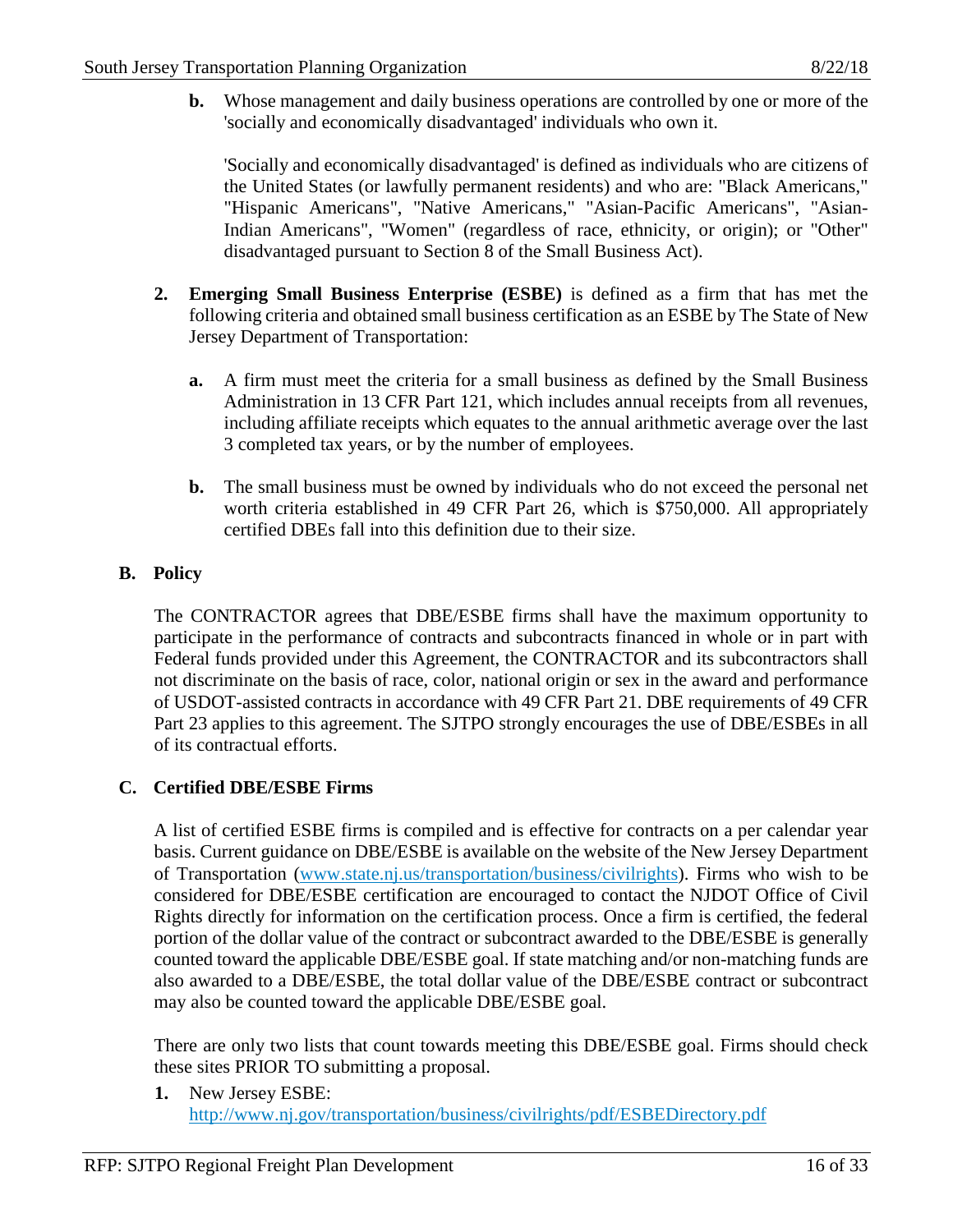**b.** Whose management and daily business operations are controlled by one or more of the 'socially and economically disadvantaged' individuals who own it.

'Socially and economically disadvantaged' is defined as individuals who are citizens of the United States (or lawfully permanent residents) and who are: "Black Americans," "Hispanic Americans", "Native Americans," "Asian-Pacific Americans", "Asian-Indian Americans", "Women" (regardless of race, ethnicity, or origin); or "Other" disadvantaged pursuant to Section 8 of the Small Business Act).

**2. Emerging Small Business Enterprise (ESBE)** is defined as a firm that has met the following criteria and obtained small business certification as an ESBE by The State of New Jersey Department of Transportation:

**a.** A firm must meet the criteria for a small business as defined by the Small Business Administration in 13 CFR Part 121, which includes annual receipts from all revenues, including affiliate receipts which equates to the annual arithmetic average over the last 3 completed tax years, or by the number of employees.

**b.** The small business must be owned by individuals who do not exceed the personal net worth criteria established in 49 CFR Part 26, which is $750,000. All appropriately certified DBEs fall into this definition due to their size.

### B. Policy

The CONTRACTOR agrees that DBE/ESBE firms shall have the maximum opportunity to participate in the performance of contracts and subcontracts financed in whole or in part with Federal funds provided under this Agreement, the CONTRACTOR and its subcontractors shall not discriminate on the basis of race, color, national origin or sex in the award and performance of USDOT-assisted contracts in accordance with 49 CFR Part 21. DBE requirements of 49 CFR Part 23 applies to this agreement. The SJTPO strongly encourages the use of DBE/ESBEs in all of its contractual efforts.

### C. Certified DBE/ESBE Firms

A list of certified ESBE firms is compiled and is effective for contracts on a per calendar year basis. Current guidance on DBE/ESBE is available on the website of the New Jersey Department of Transportation (www.state.nj.us/transportation/business/civilrights). Firms who wish to be considered for DBE/ESBE certification are encouraged to contact the NJDOT Office of Civil Rights directly for information on the certification process. Once a firm is certified, the federal portion of the dollar value of the contract or subcontract awarded to the DBE/ESBE is generally counted toward the applicable DBE/ESBE goal. If state matching and/or non-matching funds are also awarded to a DBE/ESBE, the total dollar value of the DBE/ESBE contract or subcontract may also be counted toward the applicable DBE/ESBE goal.

There are only two lists that count towards meeting this DBE/ESBE goal. Firms should check these sites PRIOR TO submitting a proposal.

1. New Jersey ESBE: http://www.nj.gov/transportation/business/civilrights/pdf/ESBEDirectory.pdf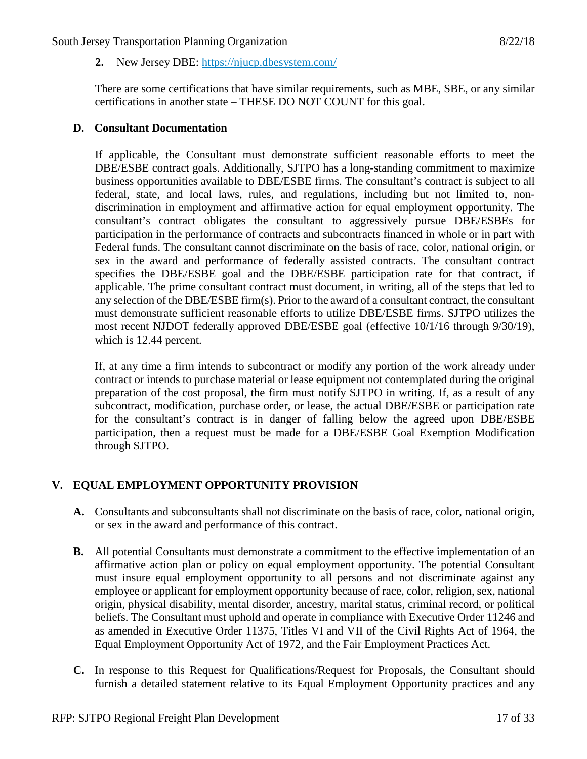**2.** New Jersey DBE: https://njucp.dbesystem.com/

There are some certifications that have similar requirements, such as MBE, SBE, or any similar certifications in another state – THESE DO NOT COUNT for this goal.

### D. Consultant Documentation

If applicable, the Consultant must demonstrate sufficient reasonable efforts to meet the DBE/ESBE contract goals. Additionally, SJTPO has a long-standing commitment to maximize business opportunities available to DBE/ESBE firms. The consultant's contract is subject to all federal, state, and local laws, rules, and regulations, including but not limited to, non-discrimination in employment and affirmative action for equal employment opportunity. The consultant's contract obligates the consultant to aggressively pursue DBE/ESBEs for participation in the performance of contracts and subcontracts financed in whole or in part with Federal funds. The consultant cannot discriminate on the basis of race, color, national origin, or sex in the award and performance of federally assisted contracts. The consultant contract specifies the DBE/ESBE goal and the DBE/ESBE participation rate for that contract, if applicable. The prime consultant contract must document, in writing, all of the steps that led to any selection of the DBE/ESBE firm(s). Prior to the award of a consultant contract, the consultant must demonstrate sufficient reasonable efforts to utilize DBE/ESBE firms. SJTPO utilizes the most recent NJDOT federally approved DBE/ESBE goal (effective 10/1/16 through 9/30/19), which is 12.44 percent.

If, at any time a firm intends to subcontract or modify any portion of the work already under contract or intends to purchase material or lease equipment not contemplated during the original preparation of the cost proposal, the firm must notify SJTPO in writing. If, as a result of any subcontract, modification, purchase order, or lease, the actual DBE/ESBE or participation rate for the consultant's contract is in danger of falling below the agreed upon DBE/ESBE participation, then a request must be made for a DBE/ESBE Goal Exemption Modification through SJTPO.

## V. EQUAL EMPLOYMENT OPPORTUNITY PROVISION

**A.** Consultants and subconsultants shall not discriminate on the basis of race, color, national origin, or sex in the award and performance of this contract.

**B.** All potential Consultants must demonstrate a commitment to the effective implementation of an affirmative action plan or policy on equal employment opportunity. The potential Consultant must insure equal employment opportunity to all persons and not discriminate against any employee or applicant for employment opportunity because of race, color, religion, sex, national origin, physical disability, mental disorder, ancestry, marital status, criminal record, or political beliefs. The Consultant must uphold and operate in compliance with Executive Order 11246 and as amended in Executive Order 11375, Titles VI and VII of the Civil Rights Act of 1964, the Equal Employment Opportunity Act of 1972, and the Fair Employment Practices Act.

**C.** In response to this Request for Qualifications/Request for Proposals, the Consultant should furnish a detailed statement relative to its Equal Employment Opportunity practices and any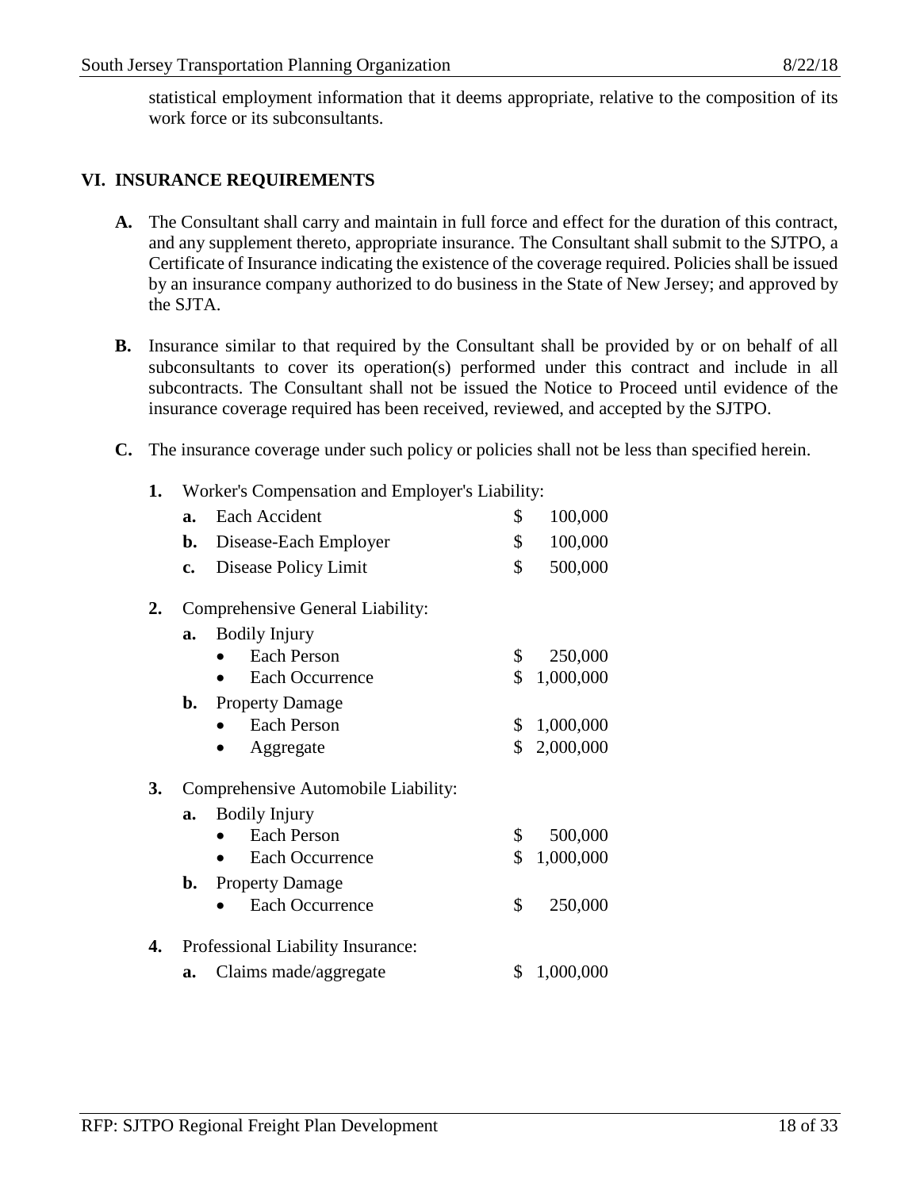statistical employment information that it deems appropriate, relative to the composition of its work force or its subconsultants.

## VI. INSURANCE REQUIREMENTS

**A.** The Consultant shall carry and maintain in full force and effect for the duration of this contract, and any supplement thereto, appropriate insurance. The Consultant shall submit to the SJTPO, a Certificate of Insurance indicating the existence of the coverage required. Policies shall be issued by an insurance company authorized to do business in the State of New Jersey; and approved by the SJTA.

**B.** Insurance similar to that required by the Consultant shall be provided by or on behalf of all subconsultants to cover its operation(s) performed under this contract and include in all subcontracts. The Consultant shall not be issued the Notice to Proceed until evidence of the insurance coverage required has been received, reviewed, and accepted by the SJTPO.

**C.** The insurance coverage under such policy or policies shall not be less than specified herein.

**1.** Worker's Compensation and Employer's Liability:

- **a.** Each Accident — $ 100,000
- **b.** Disease-Each Employer — $ 100,000
- **c.** Disease Policy Limit — $ 500,000

**2.** Comprehensive General Liability:

- **a.** Bodily Injury
  - Each Person — $ 250,000
  - Each Occurrence — $ 1,000,000
- **b.** Property Damage
  - Each Person — $ 1,000,000
  - Aggregate — $ 2,000,000

**3.** Comprehensive Automobile Liability:

- **a.** Bodily Injury
  - Each Person — $ 500,000
  - Each Occurrence — $ 1,000,000
- **b.** Property Damage
  - Each Occurrence — $ 250,000

**4.** Professional Liability Insurance:

- **a.** Claims made/aggregate — $ 1,000,000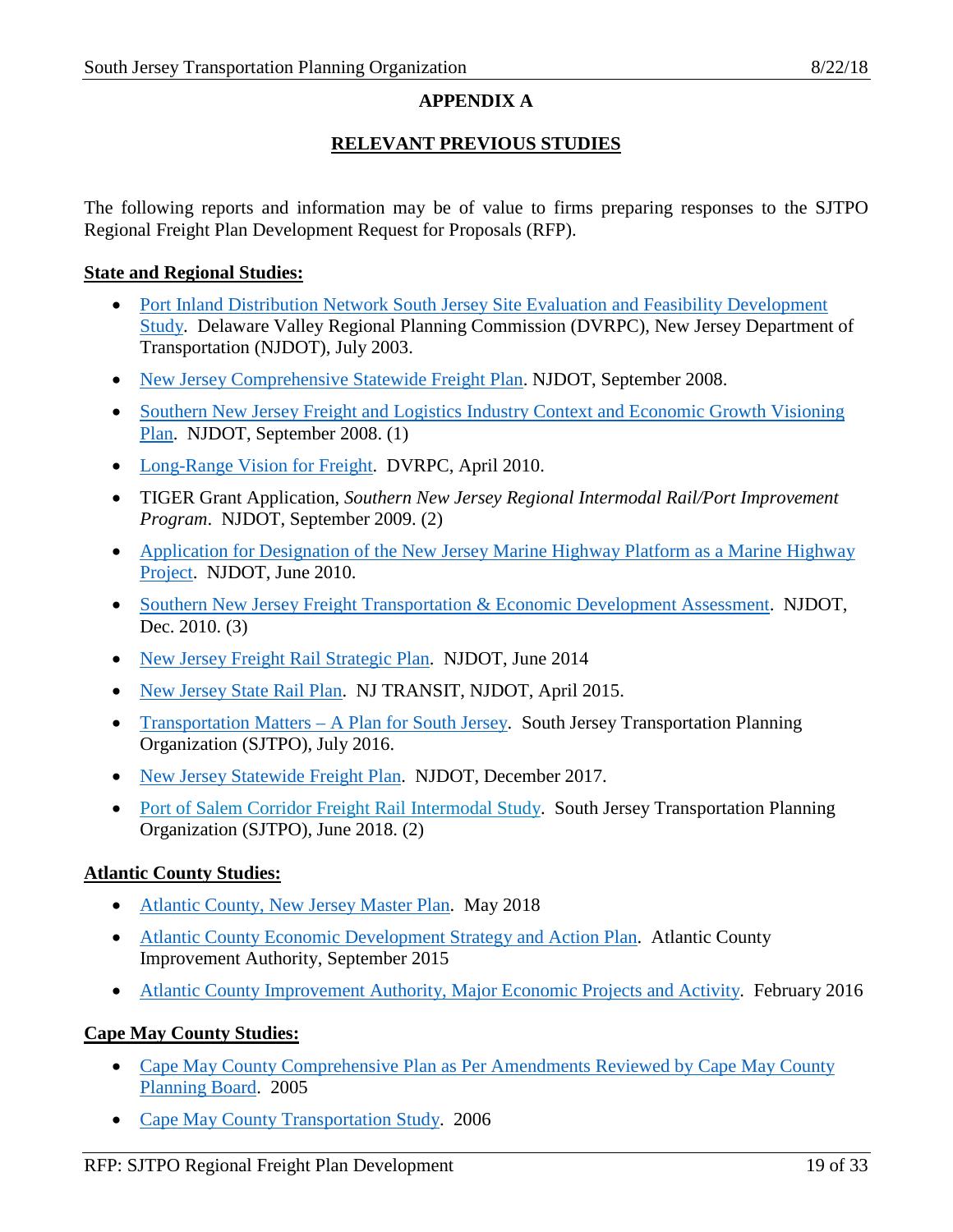## APPENDIX A

## RELEVANT PREVIOUS STUDIES

The following reports and information may be of value to firms preparing responses to the SJTPO Regional Freight Plan Development Request for Proposals (RFP).

**State and Regional Studies:**

- Port Inland Distribution Network South Jersey Site Evaluation and Feasibility Development Study. Delaware Valley Regional Planning Commission (DVRPC), New Jersey Department of Transportation (NJDOT), July 2003.
- New Jersey Comprehensive Statewide Freight Plan. NJDOT, September 2008.
- Southern New Jersey Freight and Logistics Industry Context and Economic Growth Visioning Plan. NJDOT, September 2008. (1)
- Long-Range Vision for Freight. DVRPC, April 2010.
- TIGER Grant Application, *Southern New Jersey Regional Intermodal Rail/Port Improvement Program*. NJDOT, September 2009. (2)
- Application for Designation of the New Jersey Marine Highway Platform as a Marine Highway Project. NJDOT, June 2010.
- Southern New Jersey Freight Transportation & Economic Development Assessment. NJDOT, Dec. 2010. (3)
- New Jersey Freight Rail Strategic Plan. NJDOT, June 2014
- New Jersey State Rail Plan. NJ TRANSIT, NJDOT, April 2015.
- Transportation Matters – A Plan for South Jersey. South Jersey Transportation Planning Organization (SJTPO), July 2016.
- New Jersey Statewide Freight Plan. NJDOT, December 2017.
- Port of Salem Corridor Freight Rail Intermodal Study. South Jersey Transportation Planning Organization (SJTPO), June 2018. (2)

**Atlantic County Studies:**

- Atlantic County, New Jersey Master Plan. May 2018
- Atlantic County Economic Development Strategy and Action Plan. Atlantic County Improvement Authority, September 2015
- Atlantic County Improvement Authority, Major Economic Projects and Activity. February 2016

**Cape May County Studies:**

- Cape May County Comprehensive Plan as Per Amendments Reviewed by Cape May County Planning Board. 2005
- Cape May County Transportation Study. 2006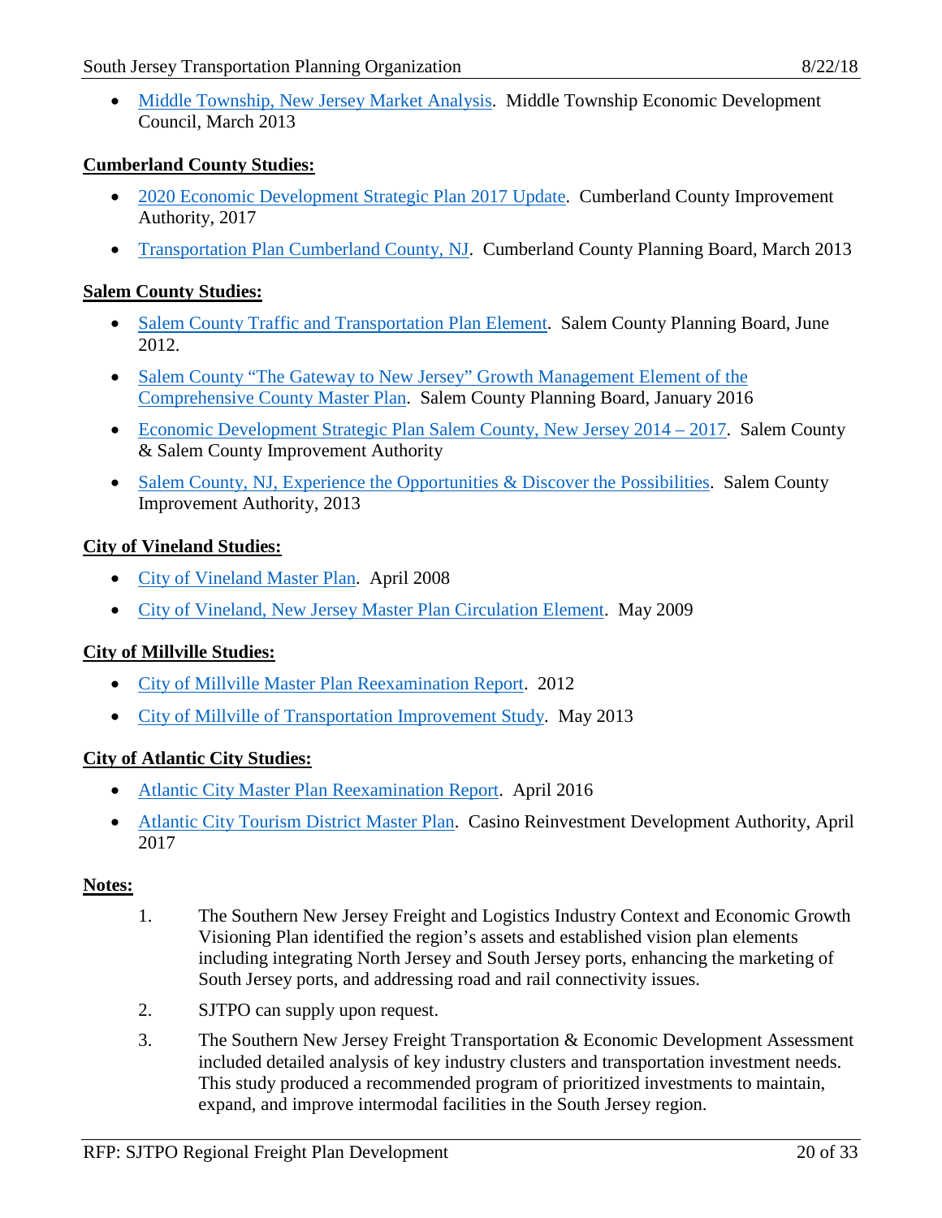- Middle Township, New Jersey Market Analysis. Middle Township Economic Development Council, March 2013

**Cumberland County Studies:**

- 2020 Economic Development Strategic Plan 2017 Update. Cumberland County Improvement Authority, 2017
- Transportation Plan Cumberland County, NJ. Cumberland County Planning Board, March 2013

**Salem County Studies:**

- Salem County Traffic and Transportation Plan Element. Salem County Planning Board, June 2012.
- Salem County "The Gateway to New Jersey" Growth Management Element of the Comprehensive County Master Plan. Salem County Planning Board, January 2016
- Economic Development Strategic Plan Salem County, New Jersey 2014 – 2017. Salem County & Salem County Improvement Authority
- Salem County, NJ, Experience the Opportunities & Discover the Possibilities. Salem County Improvement Authority, 2013

**City of Vineland Studies:**

- City of Vineland Master Plan. April 2008
- City of Vineland, New Jersey Master Plan Circulation Element. May 2009

**City of Millville Studies:**

- City of Millville Master Plan Reexamination Report. 2012
- City of Millville of Transportation Improvement Study. May 2013

**City of Atlantic City Studies:**

- Atlantic City Master Plan Reexamination Report. April 2016
- Atlantic City Tourism District Master Plan. Casino Reinvestment Development Authority, April 2017

**Notes:**

1. The Southern New Jersey Freight and Logistics Industry Context and Economic Growth Visioning Plan identified the region's assets and established vision plan elements including integrating North Jersey and South Jersey ports, enhancing the marketing of South Jersey ports, and addressing road and rail connectivity issues.
2. SJTPO can supply upon request.
3. The Southern New Jersey Freight Transportation & Economic Development Assessment included detailed analysis of key industry clusters and transportation investment needs. This study produced a recommended program of prioritized investments to maintain, expand, and improve intermodal facilities in the South Jersey region.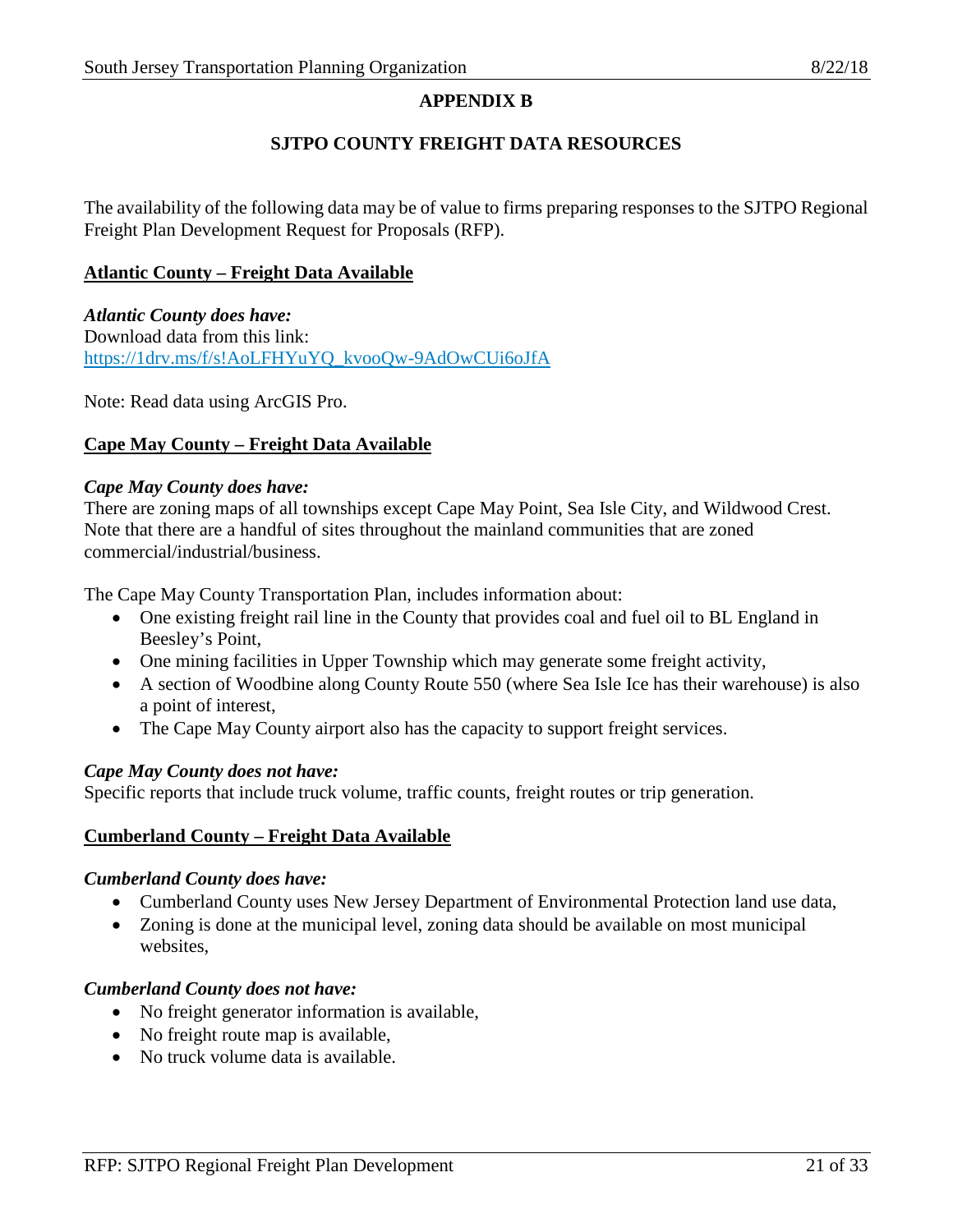**APPENDIX B**

**SJTPO COUNTY FREIGHT DATA RESOURCES**

The availability of the following data may be of value to firms preparing responses to the SJTPO Regional Freight Plan Development Request for Proposals (RFP).

**Atlantic County – Freight Data Available**

***Atlantic County does have:***
Download data from this link:
https://1drv.ms/f/s!AoLFHYuYQ_kvooQw-9AdOwCUi6oJfA

Note: Read data using ArcGIS Pro.

**Cape May County – Freight Data Available**

***Cape May County does have:***
There are zoning maps of all townships except Cape May Point, Sea Isle City, and Wildwood Crest. Note that there are a handful of sites throughout the mainland communities that are zoned commercial/industrial/business.

The Cape May County Transportation Plan, includes information about:

- One existing freight rail line in the County that provides coal and fuel oil to BL England in Beesley's Point,
- One mining facilities in Upper Township which may generate some freight activity,
- A section of Woodbine along County Route 550 (where Sea Isle Ice has their warehouse) is also a point of interest,
- The Cape May County airport also has the capacity to support freight services.

***Cape May County does not have:***
Specific reports that include truck volume, traffic counts, freight routes or trip generation.

**Cumberland County – Freight Data Available**

***Cumberland County does have:***

- Cumberland County uses New Jersey Department of Environmental Protection land use data,
- Zoning is done at the municipal level, zoning data should be available on most municipal websites,

***Cumberland County does not have:***

- No freight generator information is available,
- No freight route map is available,
- No truck volume data is available.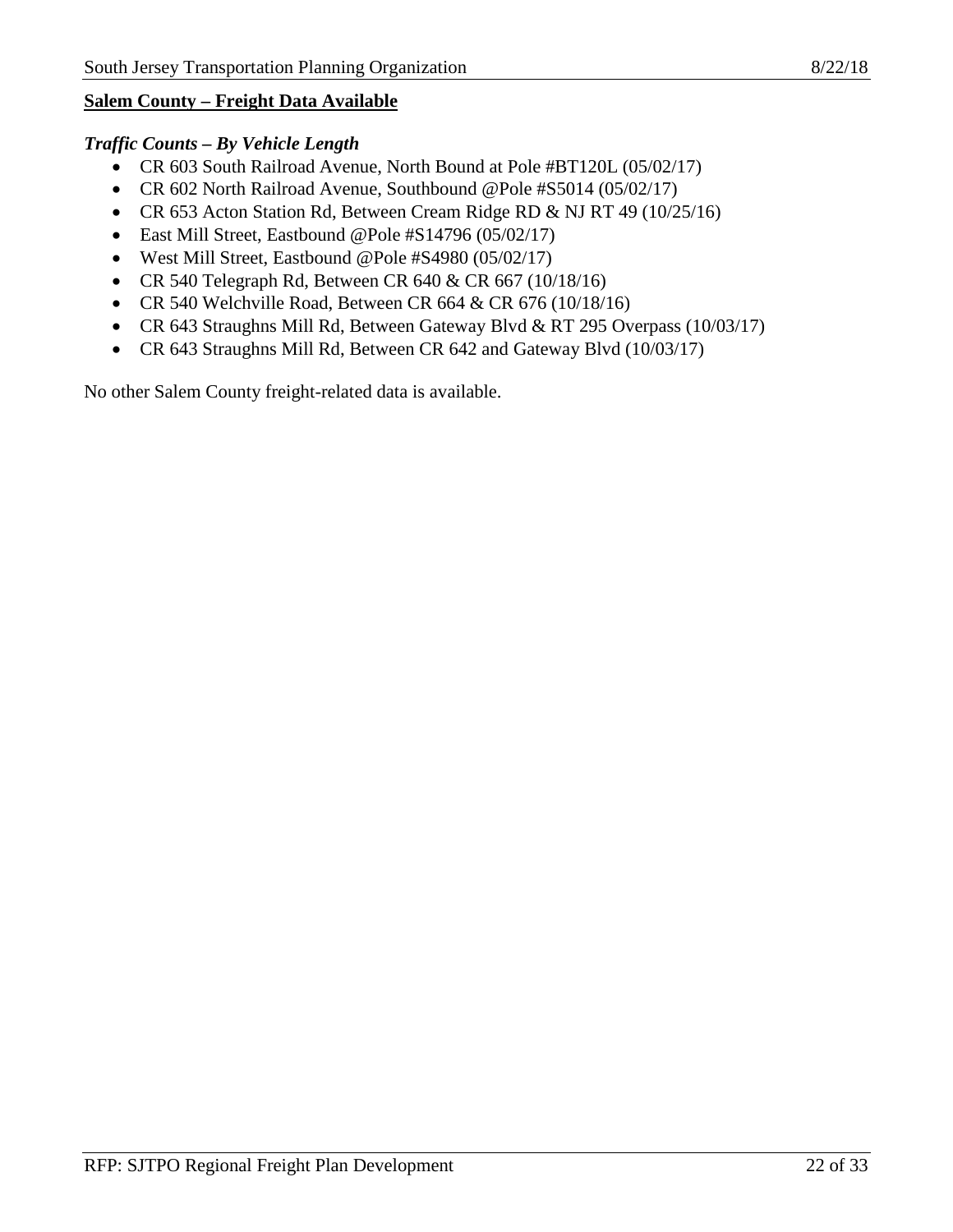**Salem County – Freight Data Available**

***Traffic Counts – By Vehicle Length***

- CR 603 South Railroad Avenue, North Bound at Pole #BT120L (05/02/17)
- CR 602 North Railroad Avenue, Southbound @Pole #S5014 (05/02/17)
- CR 653 Acton Station Rd, Between Cream Ridge RD & NJ RT 49 (10/25/16)
- East Mill Street, Eastbound @Pole #S14796 (05/02/17)
- West Mill Street, Eastbound @Pole #S4980 (05/02/17)
- CR 540 Telegraph Rd, Between CR 640 & CR 667 (10/18/16)
- CR 540 Welchville Road, Between CR 664 & CR 676 (10/18/16)
- CR 643 Straughns Mill Rd, Between Gateway Blvd & RT 295 Overpass (10/03/17)
- CR 643 Straughns Mill Rd, Between CR 642 and Gateway Blvd (10/03/17)

No other Salem County freight-related data is available.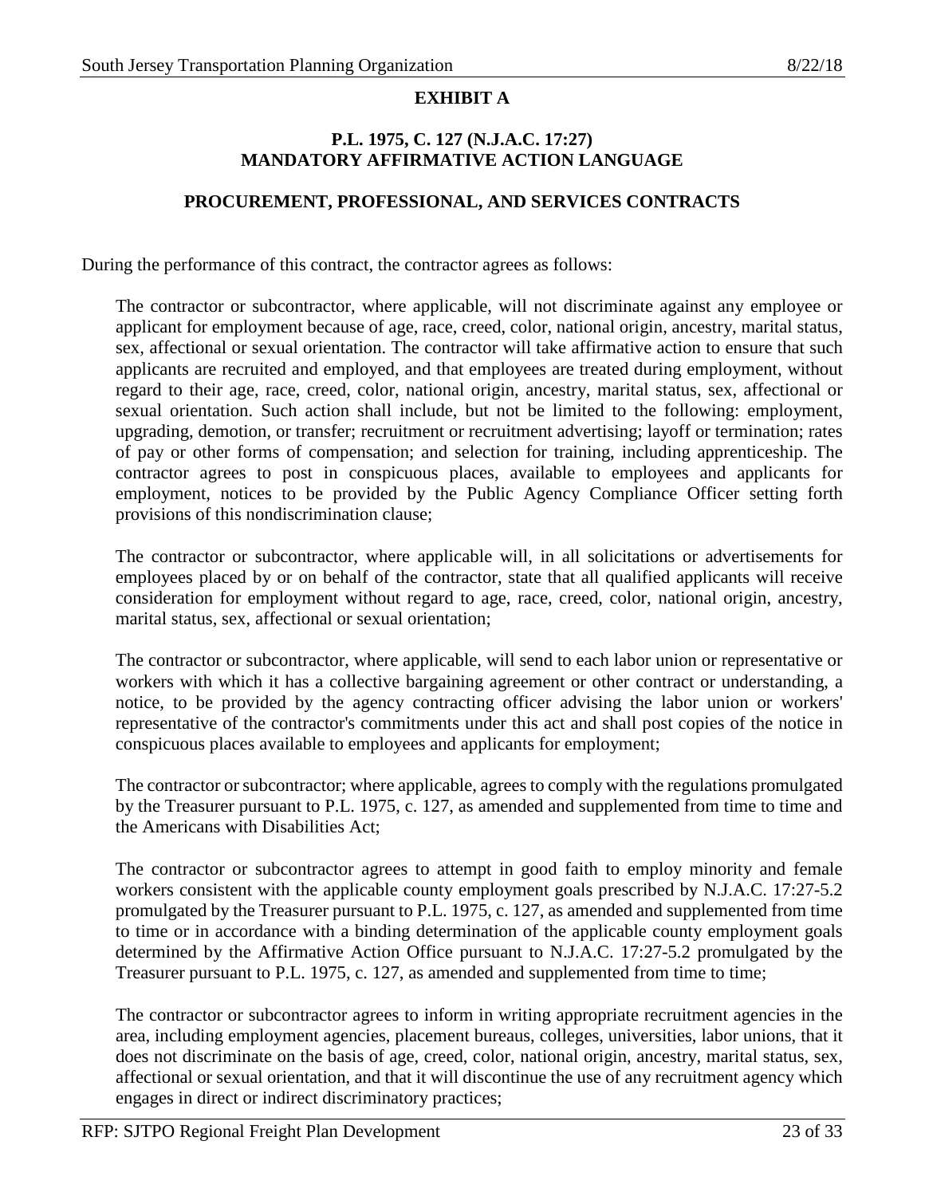**EXHIBIT A**

**P.L. 1975, C. 127 (N.J.A.C. 17:27)**
**MANDATORY AFFIRMATIVE ACTION LANGUAGE**

**PROCUREMENT, PROFESSIONAL, AND SERVICES CONTRACTS**

During the performance of this contract, the contractor agrees as follows:

The contractor or subcontractor, where applicable, will not discriminate against any employee or applicant for employment because of age, race, creed, color, national origin, ancestry, marital status, sex, affectional or sexual orientation. The contractor will take affirmative action to ensure that such applicants are recruited and employed, and that employees are treated during employment, without regard to their age, race, creed, color, national origin, ancestry, marital status, sex, affectional or sexual orientation. Such action shall include, but not be limited to the following: employment, upgrading, demotion, or transfer; recruitment or recruitment advertising; layoff or termination; rates of pay or other forms of compensation; and selection for training, including apprenticeship. The contractor agrees to post in conspicuous places, available to employees and applicants for employment, notices to be provided by the Public Agency Compliance Officer setting forth provisions of this nondiscrimination clause;

The contractor or subcontractor, where applicable will, in all solicitations or advertisements for employees placed by or on behalf of the contractor, state that all qualified applicants will receive consideration for employment without regard to age, race, creed, color, national origin, ancestry, marital status, sex, affectional or sexual orientation;

The contractor or subcontractor, where applicable, will send to each labor union or representative or workers with which it has a collective bargaining agreement or other contract or understanding, a notice, to be provided by the agency contracting officer advising the labor union or workers' representative of the contractor's commitments under this act and shall post copies of the notice in conspicuous places available to employees and applicants for employment;

The contractor or subcontractor; where applicable, agrees to comply with the regulations promulgated by the Treasurer pursuant to P.L. 1975, c. 127, as amended and supplemented from time to time and the Americans with Disabilities Act;

The contractor or subcontractor agrees to attempt in good faith to employ minority and female workers consistent with the applicable county employment goals prescribed by N.J.A.C. 17:27-5.2 promulgated by the Treasurer pursuant to P.L. 1975, c. 127, as amended and supplemented from time to time or in accordance with a binding determination of the applicable county employment goals determined by the Affirmative Action Office pursuant to N.J.A.C. 17:27-5.2 promulgated by the Treasurer pursuant to P.L. 1975, c. 127, as amended and supplemented from time to time;

The contractor or subcontractor agrees to inform in writing appropriate recruitment agencies in the area, including employment agencies, placement bureaus, colleges, universities, labor unions, that it does not discriminate on the basis of age, creed, color, national origin, ancestry, marital status, sex, affectional or sexual orientation, and that it will discontinue the use of any recruitment agency which engages in direct or indirect discriminatory practices;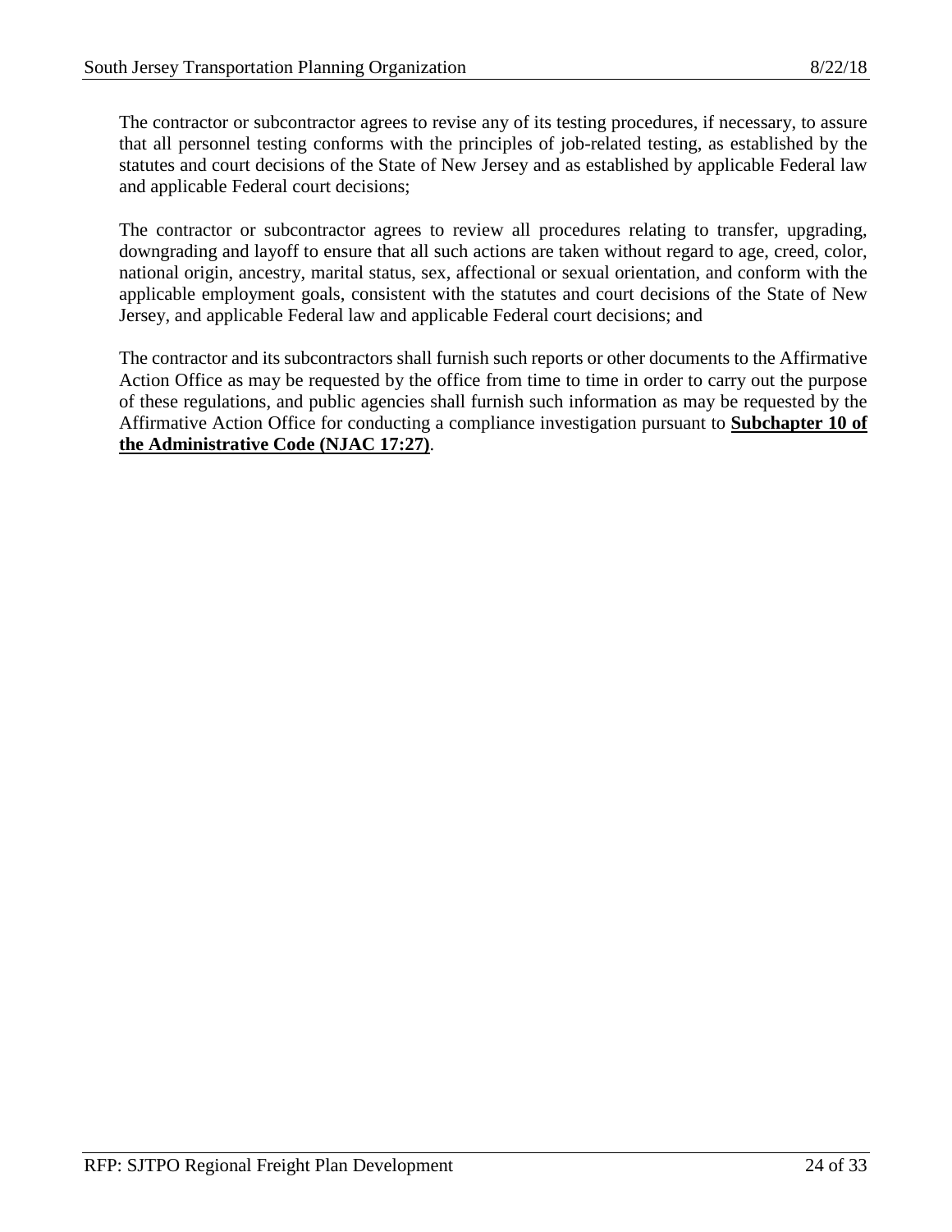The contractor or subcontractor agrees to revise any of its testing procedures, if necessary, to assure that all personnel testing conforms with the principles of job-related testing, as established by the statutes and court decisions of the State of New Jersey and as established by applicable Federal law and applicable Federal court decisions;

The contractor or subcontractor agrees to review all procedures relating to transfer, upgrading, downgrading and layoff to ensure that all such actions are taken without regard to age, creed, color, national origin, ancestry, marital status, sex, affectional or sexual orientation, and conform with the applicable employment goals, consistent with the statutes and court decisions of the State of New Jersey, and applicable Federal law and applicable Federal court decisions; and

The contractor and its subcontractors shall furnish such reports or other documents to the Affirmative Action Office as may be requested by the office from time to time in order to carry out the purpose of these regulations, and public agencies shall furnish such information as may be requested by the Affirmative Action Office for conducting a compliance investigation pursuant to **Subchapter 10 of the Administrative Code (NJAC 17:27)**.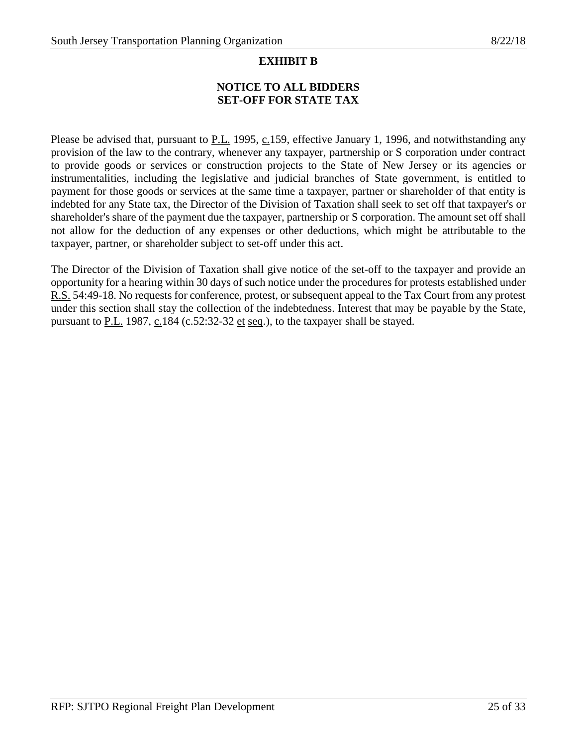## EXHIBIT B

### NOTICE TO ALL BIDDERS
### SET-OFF FOR STATE TAX

Please be advised that, pursuant to P.L. 1995, c.159, effective January 1, 1996, and notwithstanding any provision of the law to the contrary, whenever any taxpayer, partnership or S corporation under contract to provide goods or services or construction projects to the State of New Jersey or its agencies or instrumentalities, including the legislative and judicial branches of State government, is entitled to payment for those goods or services at the same time a taxpayer, partner or shareholder of that entity is indebted for any State tax, the Director of the Division of Taxation shall seek to set off that taxpayer's or shareholder's share of the payment due the taxpayer, partnership or S corporation. The amount set off shall not allow for the deduction of any expenses or other deductions, which might be attributable to the taxpayer, partner, or shareholder subject to set-off under this act.

The Director of the Division of Taxation shall give notice of the set-off to the taxpayer and provide an opportunity for a hearing within 30 days of such notice under the procedures for protests established under R.S. 54:49-18. No requests for conference, protest, or subsequent appeal to the Tax Court from any protest under this section shall stay the collection of the indebtedness. Interest that may be payable by the State, pursuant to P.L. 1987, c.184 (c.52:32-32 et seq.), to the taxpayer shall be stayed.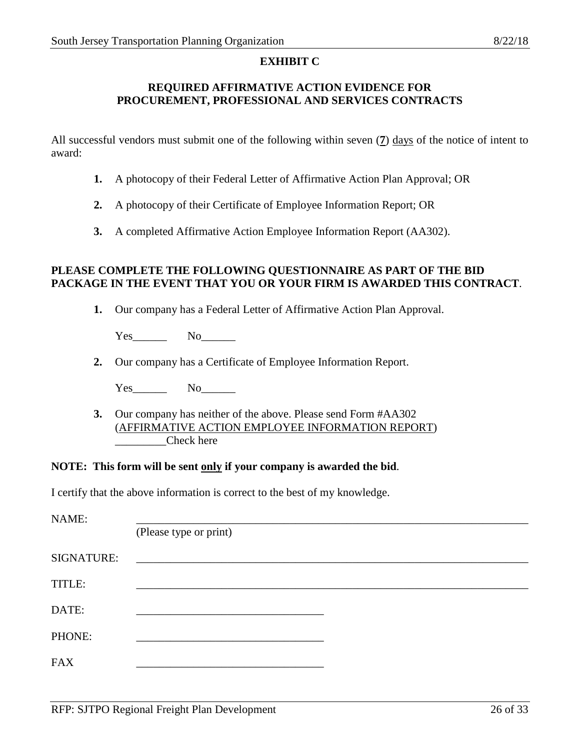# EXHIBIT C

## REQUIRED AFFIRMATIVE ACTION EVIDENCE FOR PROCUREMENT, PROFESSIONAL AND SERVICES CONTRACTS

All successful vendors must submit one of the following within seven (**7**) days of the notice of intent to award:

1. A photocopy of their Federal Letter of Affirmative Action Plan Approval; OR
2. A photocopy of their Certificate of Employee Information Report; OR
3. A completed Affirmative Action Employee Information Report (AA302).

**PLEASE COMPLETE THE FOLLOWING QUESTIONNAIRE AS PART OF THE BID PACKAGE IN THE EVENT THAT YOU OR YOUR FIRM IS AWARDED THIS CONTRACT**.

1. Our company has a Federal Letter of Affirmative Action Plan Approval.

   Yes______ No______

2. Our company has a Certificate of Employee Information Report.

   Yes______ No______

3. Our company has neither of the above. Please send Form #AA302 (AFFIRMATIVE ACTION EMPLOYEE INFORMATION REPORT)
   _________Check here

**NOTE: This form will be sent only if your company is awarded the bid**.

I certify that the above information is correct to the best of my knowledge.

NAME: ______________________________________________
(Please type or print)

SIGNATURE: ______________________________________________

TITLE: ______________________________________________

DATE: ______________________________

PHONE: ______________________________

FAX ______________________________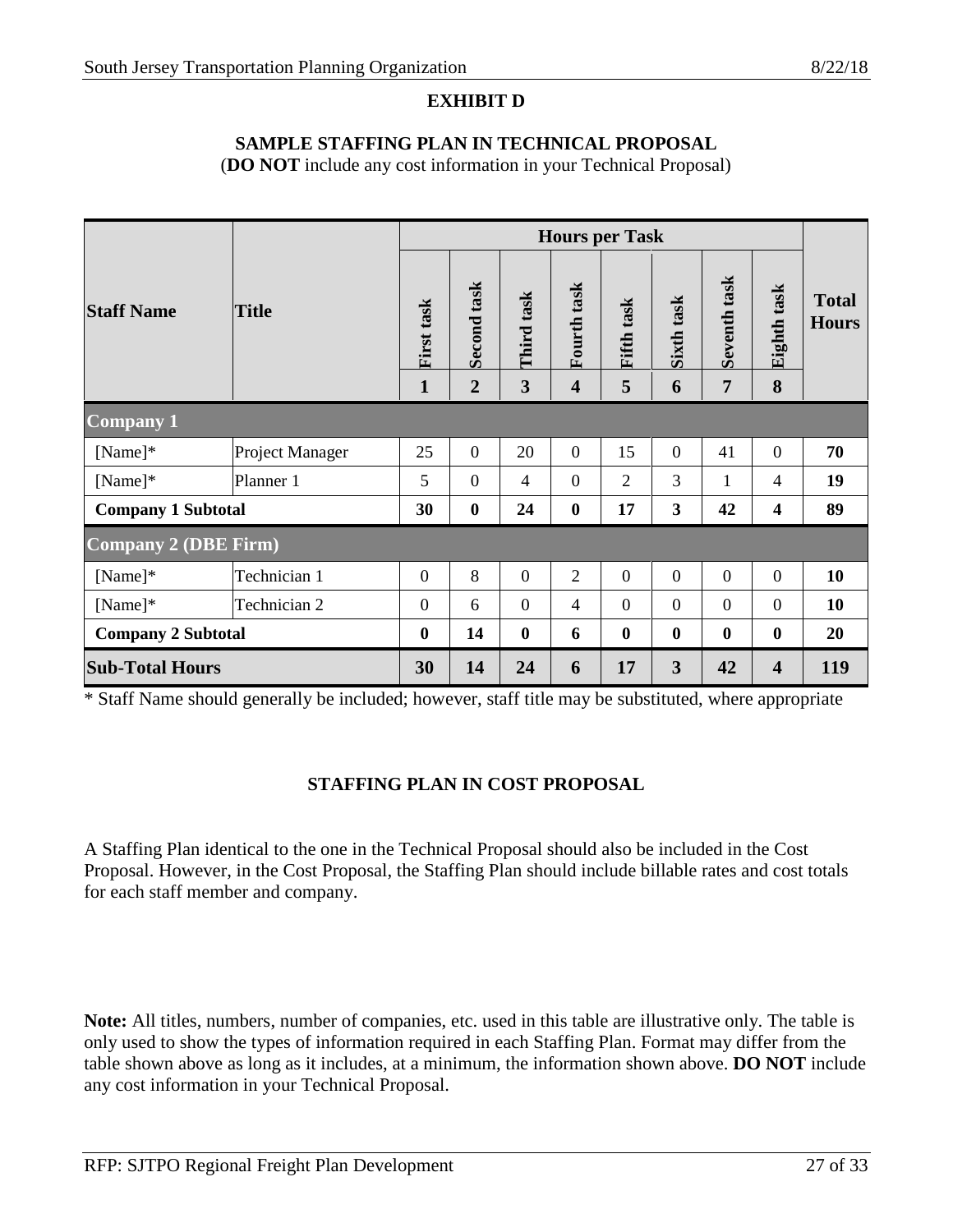# EXHIBIT D

## SAMPLE STAFFING PLAN IN TECHNICAL PROPOSAL

(**DO NOT** include any cost information in your Technical Proposal)

| Staff Name | Title | Hours per Task | | | | | | | | Total Hours |
|---|---|---|---|---|---|---|---|---|---|---|
| | | First task | Second task | Third task | Fourth task | Fifth task | Sixth task | Seventh task | Eighth task | |
| | | 1 | 2 | 3 | 4 | 5 | 6 | 7 | 8 | |
| **Company 1** | | | | | | | | | | |
| [Name]* | Project Manager | 25 | 0 | 20 | 0 | 15 | 0 | 41 | 0 | **70** |
| [Name]* | Planner 1 | 5 | 0 | 4 | 0 | 2 | 3 | 1 | 4 | **19** |
| **Company 1 Subtotal** | | **30** | **0** | **24** | **0** | **17** | **3** | **42** | **4** | **89** |
| **Company 2 (DBE Firm)** | | | | | | | | | | |
| [Name]* | Technician 1 | 0 | 8 | 0 | 2 | 0 | 0 | 0 | 0 | **10** |
| [Name]* | Technician 2 | 0 | 6 | 0 | 4 | 0 | 0 | 0 | 0 | **10** |
| **Company 2 Subtotal** | | **0** | **14** | **0** | **6** | **0** | **0** | **0** | **0** | **20** |
| **Sub-Total Hours** | | **30** | **14** | **24** | **6** | **17** | **3** | **42** | **4** | **119** |

* Staff Name should generally be included; however, staff title may be substituted, where appropriate

## STAFFING PLAN IN COST PROPOSAL

A Staffing Plan identical to the one in the Technical Proposal should also be included in the Cost Proposal. However, in the Cost Proposal, the Staffing Plan should include billable rates and cost totals for each staff member and company.

**Note:** All titles, numbers, number of companies, etc. used in this table are illustrative only. The table is only used to show the types of information required in each Staffing Plan. Format may differ from the table shown above as long as it includes, at a minimum, the information shown above. **DO NOT** include any cost information in your Technical Proposal.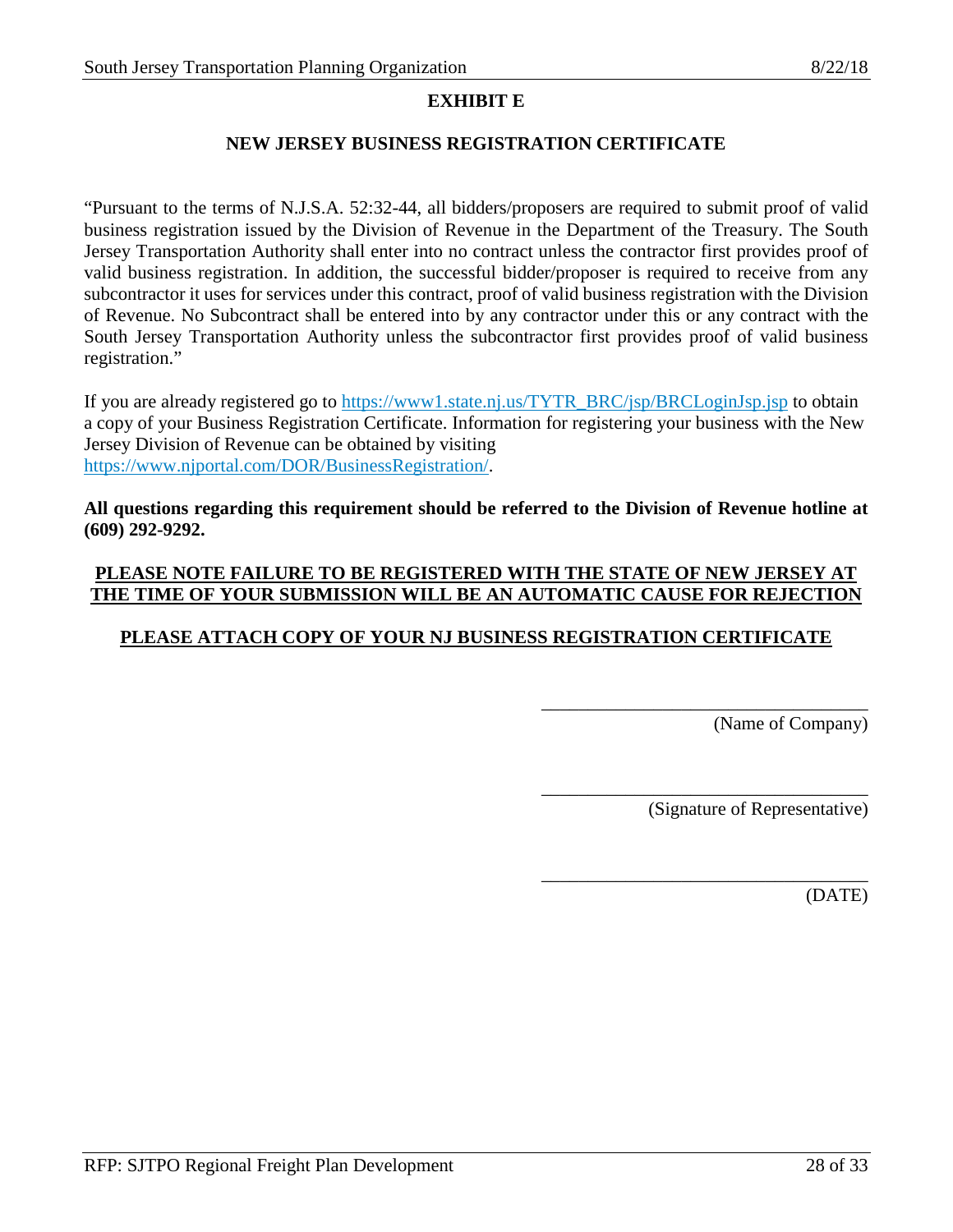# EXHIBIT E

## NEW JERSEY BUSINESS REGISTRATION CERTIFICATE

"Pursuant to the terms of N.J.S.A. 52:32-44, all bidders/proposers are required to submit proof of valid business registration issued by the Division of Revenue in the Department of the Treasury. The South Jersey Transportation Authority shall enter into no contract unless the contractor first provides proof of valid business registration. In addition, the successful bidder/proposer is required to receive from any subcontractor it uses for services under this contract, proof of valid business registration with the Division of Revenue. No Subcontract shall be entered into by any contractor under this or any contract with the South Jersey Transportation Authority unless the subcontractor first provides proof of valid business registration."

If you are already registered go to https://www1.state.nj.us/TYTR_BRC/jsp/BRCLoginJsp.jsp to obtain a copy of your Business Registration Certificate. Information for registering your business with the New Jersey Division of Revenue can be obtained by visiting https://www.njportal.com/DOR/BusinessRegistration/.

**All questions regarding this requirement should be referred to the Division of Revenue hotline at (609) 292-9292.**

**PLEASE NOTE FAILURE TO BE REGISTERED WITH THE STATE OF NEW JERSEY AT THE TIME OF YOUR SUBMISSION WILL BE AN AUTOMATIC CAUSE FOR REJECTION**

**PLEASE ATTACH COPY OF YOUR NJ BUSINESS REGISTRATION CERTIFICATE**

___________________________________
(Name of Company)

___________________________________
(Signature of Representative)

___________________________________
(DATE)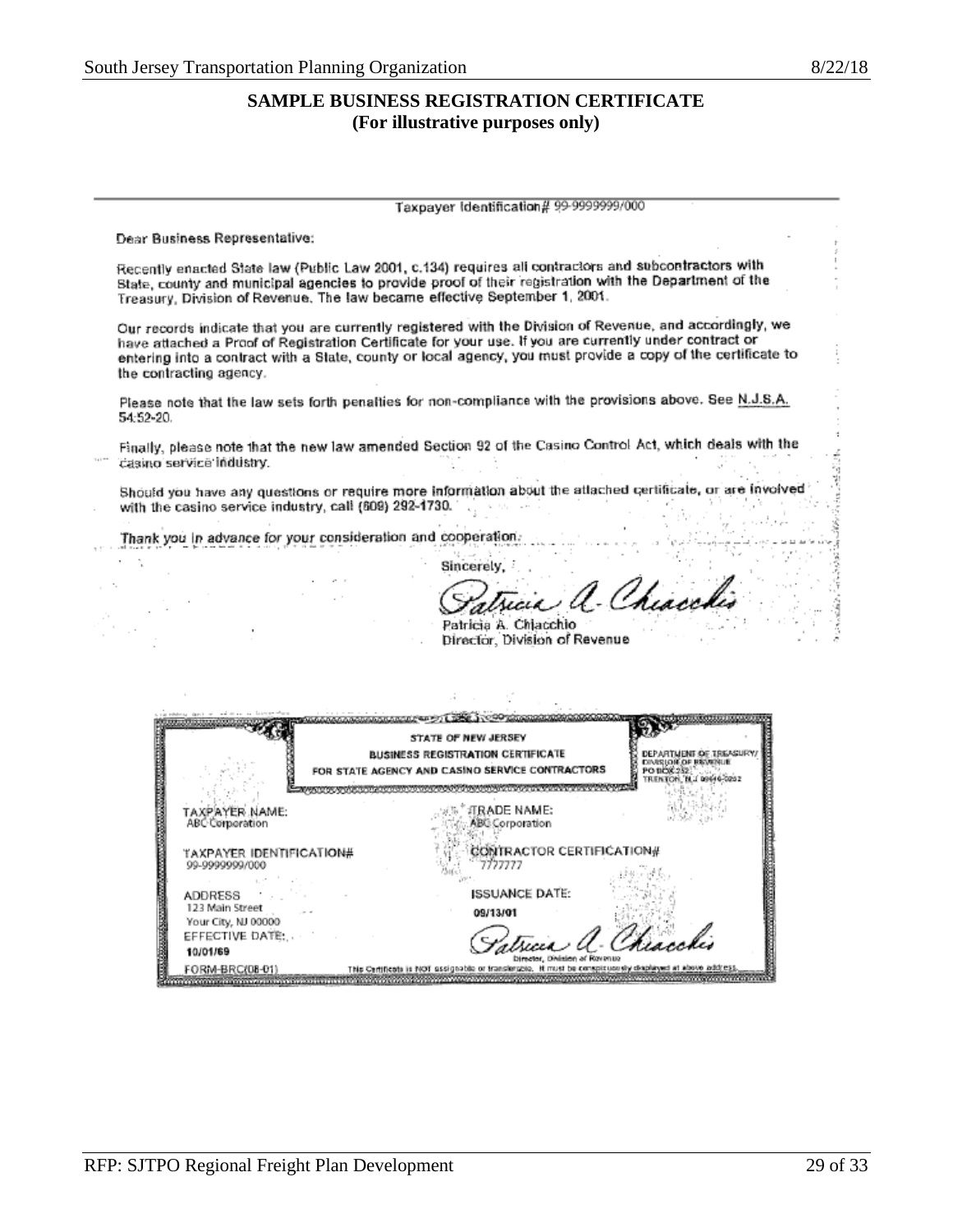**SAMPLE BUSINESS REGISTRATION CERTIFICATE**
**(For illustrative purposes only)**

Taxpayer Identification# 99-9999999/000

Dear Business Representative:

Recently enacted State law (Public Law 2001, c.134) requires all contractors and subcontractors with State, county and municipal agencies to provide proof of their registration with the Department of the Treasury, Division of Revenue. The law became effective September 1, 2001.

Our records indicate that you are currently registered with the Division of Revenue, and accordingly, we have attached a Proof of Registration Certificate for your use. If you are currently under contract or entering into a contract with a State, county or local agency, you must provide a copy of the certificate to the contracting agency.

Please note that the law sets forth penalties for non-compliance with the provisions above. See N.J.S.A. 54:52-20.

Finally, please note that the new law amended Section 92 of the Casino Control Act, which deals with the casino service industry.

Should you have any questions or require more information about the attached certificate, or are involved with the casino service industry, call (609) 292-1730.

Thank you in advance for your consideration and cooperation.

Sincerely,

Patricia A. Chiacchio
Director, Division of Revenue

STATE OF NEW JERSEY
BUSINESS REGISTRATION CERTIFICATE
FOR STATE AGENCY AND CASINO SERVICE CONTRACTORS

DEPARTMENT OF TREASURY/
DIVISION OF REVENUE
PO BOX 252
TRENTON, N.J. 08646-0252

TAXPAYER NAME:
ABC Corporation

TRADE NAME:
ABC Corporation

TAXPAYER IDENTIFICATION#
99-9999999/000

CONTRACTOR CERTIFICATION#
7777777

ADDRESS
123 Main Street
Your City, NJ 00000

ISSUANCE DATE:
09/13/01

EFFECTIVE DATE:
10/01/69

Patricia A. Chiacchio
Director, Division of Revenue

FORM-BRC(08-01)

This Certificate is NOT assignable or transferable. It must be conspicuously displayed at above address.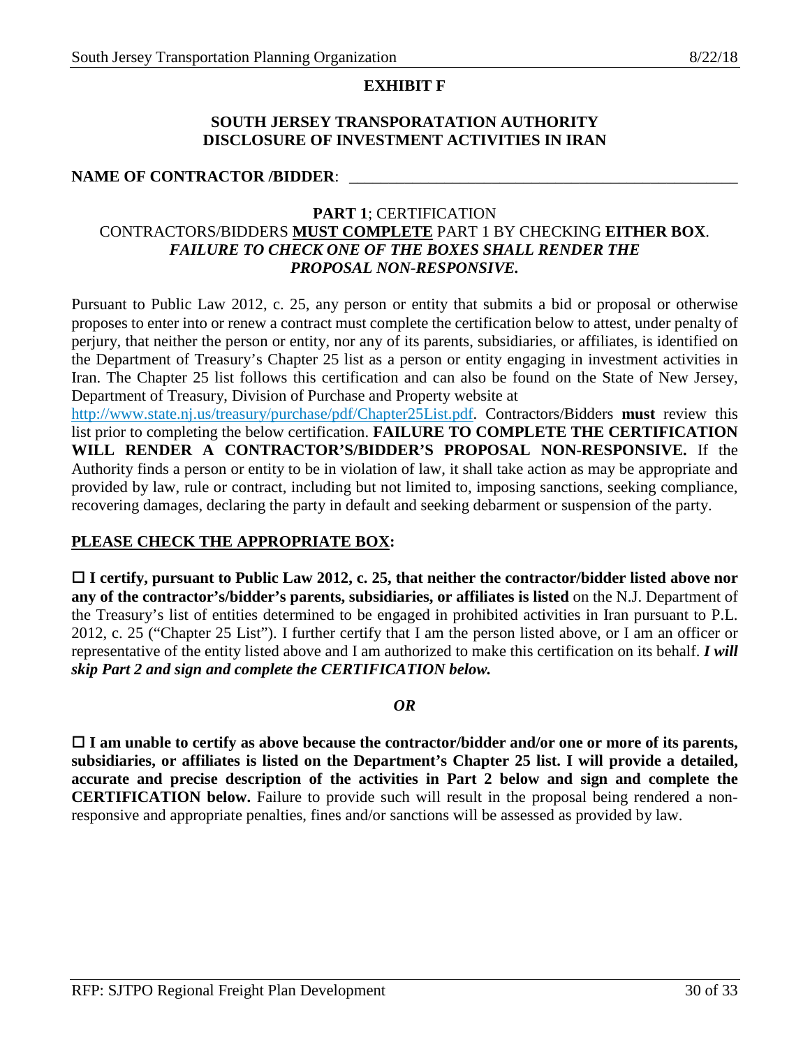**EXHIBIT F**

**SOUTH JERSEY TRANSPORATATION AUTHORITY**
**DISCLOSURE OF INVESTMENT ACTIVITIES IN IRAN**

**NAME OF CONTRACTOR /BIDDER**: ___________________________________________________

**PART 1**; CERTIFICATION
CONTRACTORS/BIDDERS **MUST COMPLETE** PART 1 BY CHECKING **EITHER BOX**.
***FAILURE TO CHECK ONE OF THE BOXES SHALL RENDER THE PROPOSAL NON-RESPONSIVE.***

Pursuant to Public Law 2012, c. 25, any person or entity that submits a bid or proposal or otherwise proposes to enter into or renew a contract must complete the certification below to attest, under penalty of perjury, that neither the person or entity, nor any of its parents, subsidiaries, or affiliates, is identified on the Department of Treasury's Chapter 25 list as a person or entity engaging in investment activities in Iran. The Chapter 25 list follows this certification and can also be found on the State of New Jersey, Department of Treasury, Division of Purchase and Property website at http://www.state.nj.us/treasury/purchase/pdf/Chapter25List.pdf. Contractors/Bidders **must** review this list prior to completing the below certification. **FAILURE TO COMPLETE THE CERTIFICATION WILL RENDER A CONTRACTOR'S/BIDDER'S PROPOSAL NON-RESPONSIVE.** If the Authority finds a person or entity to be in violation of law, it shall take action as may be appropriate and provided by law, rule or contract, including but not limited to, imposing sanctions, seeking compliance, recovering damages, declaring the party in default and seeking debarment or suspension of the party.

**PLEASE CHECK THE APPROPRIATE BOX:**

☐ **I certify, pursuant to Public Law 2012, c. 25, that neither the contractor/bidder listed above nor any of the contractor's/bidder's parents, subsidiaries, or affiliates is listed** on the N.J. Department of the Treasury's list of entities determined to be engaged in prohibited activities in Iran pursuant to P.L. 2012, c. 25 ("Chapter 25 List"). I further certify that I am the person listed above, or I am an officer or representative of the entity listed above and I am authorized to make this certification on its behalf. ***I will skip Part 2 and sign and complete the CERTIFICATION below.***

***OR***

☐ **I am unable to certify as above because the contractor/bidder and/or one or more of its parents, subsidiaries, or affiliates is listed on the Department's Chapter 25 list. I will provide a detailed, accurate and precise description of the activities in Part 2 below and sign and complete the CERTIFICATION below.** Failure to provide such will result in the proposal being rendered a non-responsive and appropriate penalties, fines and/or sanctions will be assessed as provided by law.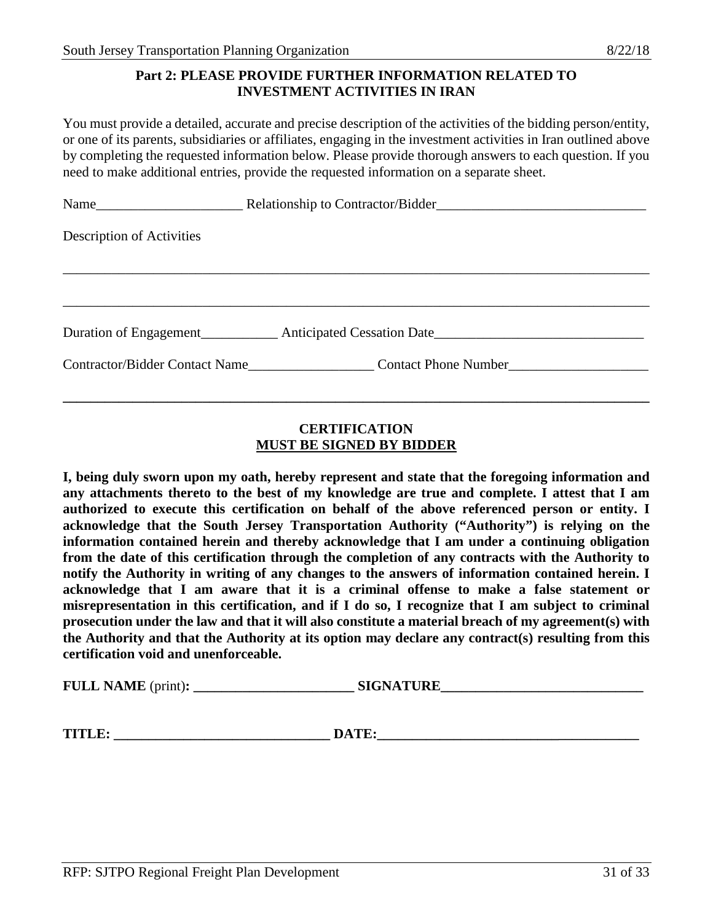**Part 2: PLEASE PROVIDE FURTHER INFORMATION RELATED TO INVESTMENT ACTIVITIES IN IRAN**

You must provide a detailed, accurate and precise description of the activities of the bidding person/entity, or one of its parents, subsidiaries or affiliates, engaging in the investment activities in Iran outlined above by completing the requested information below. Please provide thorough answers to each question. If you need to make additional entries, provide the requested information on a separate sheet.

Name_____________________ Relationship to Contractor/Bidder______________________________

Description of Activities

_____________________________________________________________________________________

_____________________________________________________________________________________

Duration of Engagement___________ Anticipated Cessation Date______________________________

Contractor/Bidder Contact Name__________________ Contact Phone Number____________________

_____________________________________________________________________________________

**CERTIFICATION**
**MUST BE SIGNED BY BIDDER**

**I, being duly sworn upon my oath, hereby represent and state that the foregoing information and any attachments thereto to the best of my knowledge are true and complete. I attest that I am authorized to execute this certification on behalf of the above referenced person or entity. I acknowledge that the South Jersey Transportation Authority ("Authority") is relying on the information contained herein and thereby acknowledge that I am under a continuing obligation from the date of this certification through the completion of any contracts with the Authority to notify the Authority in writing of any changes to the answers of information contained herein. I acknowledge that I am aware that it is a criminal offense to make a false statement or misrepresentation in this certification, and if I do so, I recognize that I am subject to criminal prosecution under the law and that it will also constitute a material breach of my agreement(s) with the Authority and that the Authority at its option may declare any contract(s) resulting from this certification void and unenforceable.**

**FULL NAME** (print)**: _______________________ SIGNATURE_____________________________**

**TITLE: _______________________________ DATE:_____________________________________**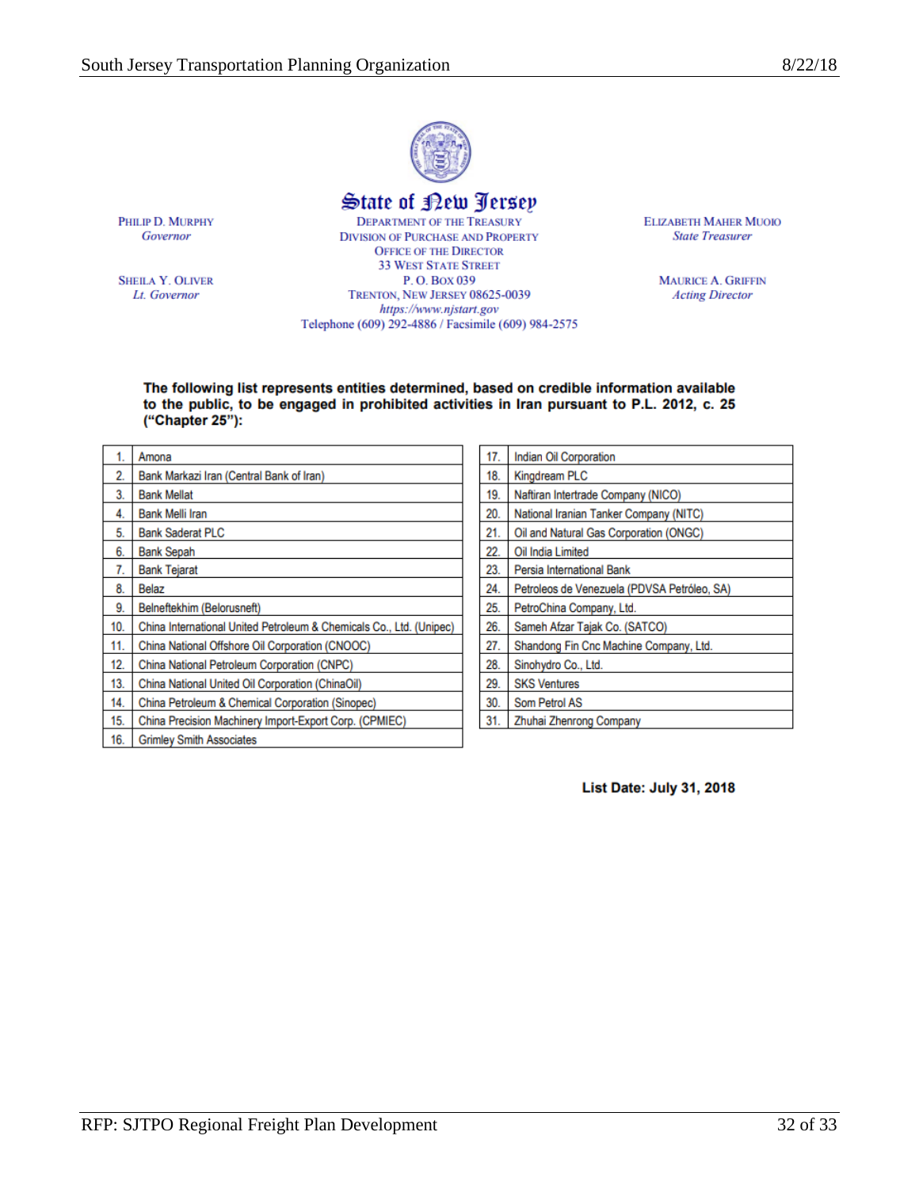# State of New Jersey

PHILIP D. MURPHY
*Governor*

SHEILA Y. OLIVER
*Lt. Governor*

DEPARTMENT OF THE TREASURY
DIVISION OF PURCHASE AND PROPERTY
OFFICE OF THE DIRECTOR
33 WEST STATE STREET
P. O. BOX 039
TRENTON, NEW JERSEY 08625-0039
*https://www.njstart.gov*
Telephone (609) 292-4886 / Facsimile (609) 984-2575

ELIZABETH MAHER MUOIO
*State Treasurer*

MAURICE A. GRIFFIN
*Acting Director*

**The following list represents entities determined, based on credible information available to the public, to be engaged in prohibited activities in Iran pursuant to P.L. 2012, c. 25 ("Chapter 25"):**

| | |
|---|---|
| 1. | Amona |
| 2. | Bank Markazi Iran (Central Bank of Iran) |
| 3. | Bank Mellat |
| 4. | Bank Melli Iran |
| 5. | Bank Saderat PLC |
| 6. | Bank Sepah |
| 7. | Bank Tejarat |
| 8. | Belaz |
| 9. | Belneftekhim (Belorusneft) |
| 10. | China International United Petroleum & Chemicals Co., Ltd. (Unipec) |
| 11. | China National Offshore Oil Corporation (CNOOC) |
| 12. | China National Petroleum Corporation (CNPC) |
| 13. | China National United Oil Corporation (ChinaOil) |
| 14. | China Petroleum & Chemical Corporation (Sinopec) |
| 15. | China Precision Machinery Import-Export Corp. (CPMIEC) |
| 16. | Grimley Smith Associates |
| 17. | Indian Oil Corporation |
| 18. | Kingdream PLC |
| 19. | Naftiran Intertrade Company (NICO) |
| 20. | National Iranian Tanker Company (NITC) |
| 21. | Oil and Natural Gas Corporation (ONGC) |
| 22. | Oil India Limited |
| 23. | Persia International Bank |
| 24. | Petroleos de Venezuela (PDVSA Petróleo, SA) |
| 25. | PetroChina Company, Ltd. |
| 26. | Sameh Afzar Tajak Co. (SATCO) |
| 27. | Shandong Fin Cnc Machine Company, Ltd. |
| 28. | Sinohydro Co., Ltd. |
| 29. | SKS Ventures |
| 30. | Som Petrol AS |
| 31. | Zhuhai Zhenrong Company |

**List Date: July 31, 2018**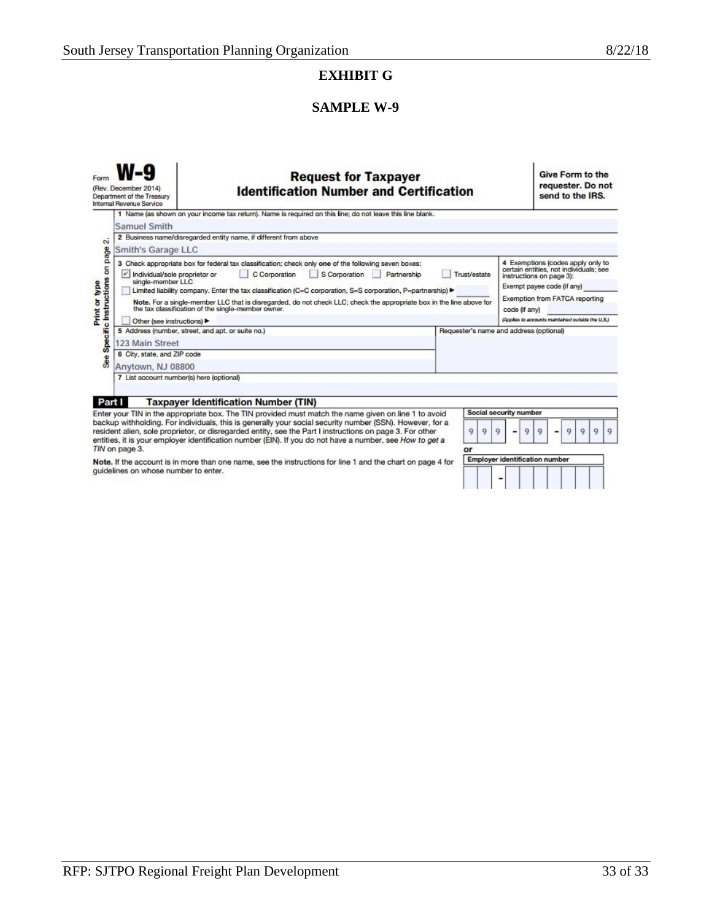# EXHIBIT G

## SAMPLE W-9

Form **W-9**
(Rev. December 2014)
Department of the Treasury
Internal Revenue Service

**Request for Taxpayer Identification Number and Certification**

**Give Form to the requester. Do not send to the IRS.**

Print or type
See Specific Instructions on page 2.

1 Name (as shown on your income tax return). Name is required on this line; do not leave this line blank.
Samuel Smith

2 Business name/disregarded entity name, if different from above
Smith's Garage LLC

3 Check appropriate box for federal tax classification; check only **one** of the following seven boxes:

- [x] Individual/sole proprietor or single-member LLC
- [ ] C Corporation
- [ ] S Corporation
- [ ] Partnership
- [ ] Trust/estate
- [ ] Limited liability company. Enter the tax classification (C=C corporation, S=S corporation, P=partnership) ▶

**Note.** For a single-member LLC that is disregarded, do not check LLC; check the appropriate box in the line above for the tax classification of the single-member owner.

- [ ] Other (see instructions) ▶

4 Exemptions (codes apply only to certain entities, not individuals; see instructions on page 3):
Exempt payee code (if any)
Exemption from FATCA reporting code (if any)
*(Applies to accounts maintained outside the U.S.)*

5 Address (number, street, and apt. or suite no.)
123 Main Street

Requester's name and address (optional)

6 City, state, and ZIP code
Anytown, NJ 08800

7 List account number(s) here (optional)

**Part I Taxpayer Identification Number (TIN)**

Enter your TIN in the appropriate box. The TIN provided must match the name given on line 1 to avoid backup withholding. For individuals, this is generally your social security number (SSN). However, for a resident alien, sole proprietor, or disregarded entity, see the Part I instructions on page 3. For other entities, it is your employer identification number (EIN). If you do not have a number, see *How to get a TIN* on page 3.

**Note.** If the account is in more than one name, see the instructions for line 1 and the chart on page 4 for guidelines on whose number to enter.

**Social security number**
999 – 99 – 9999

**or**

**Employer identification number**
–